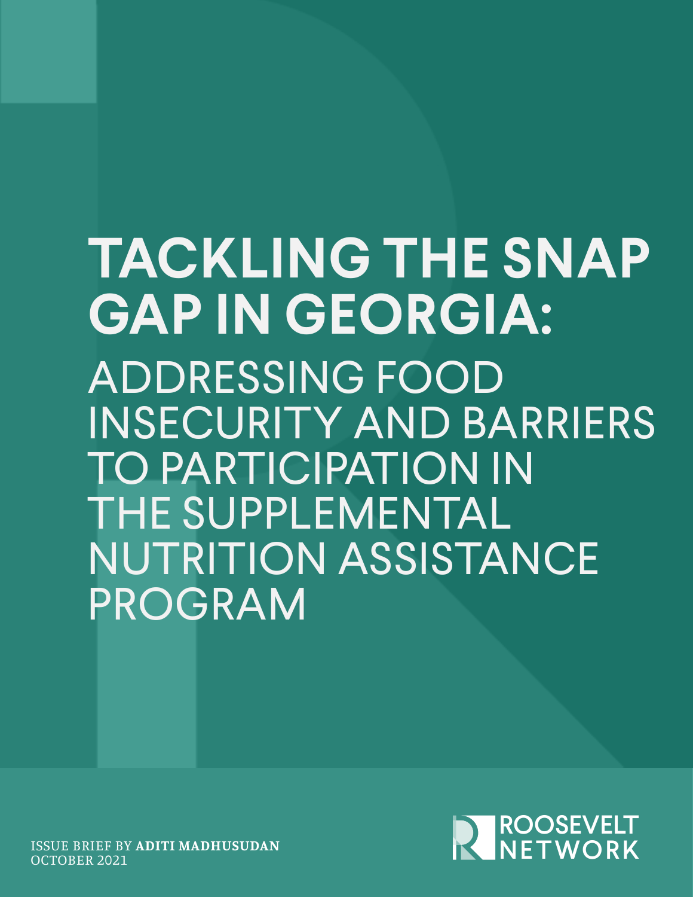# TACKLING THE SNAP GAP IN GEORGIA:

## ADDRESSING FOOD INSECURITY AND BARRIERS TO PARTICIPATION IN THE SUPPLEMENTAL NUTRITION ASSISTANCE PROGRAM

ISSUE BRIEF BY **ADITI MADHUSUDAN**
OCTOBER 2021

ROOSEVELT NETWORK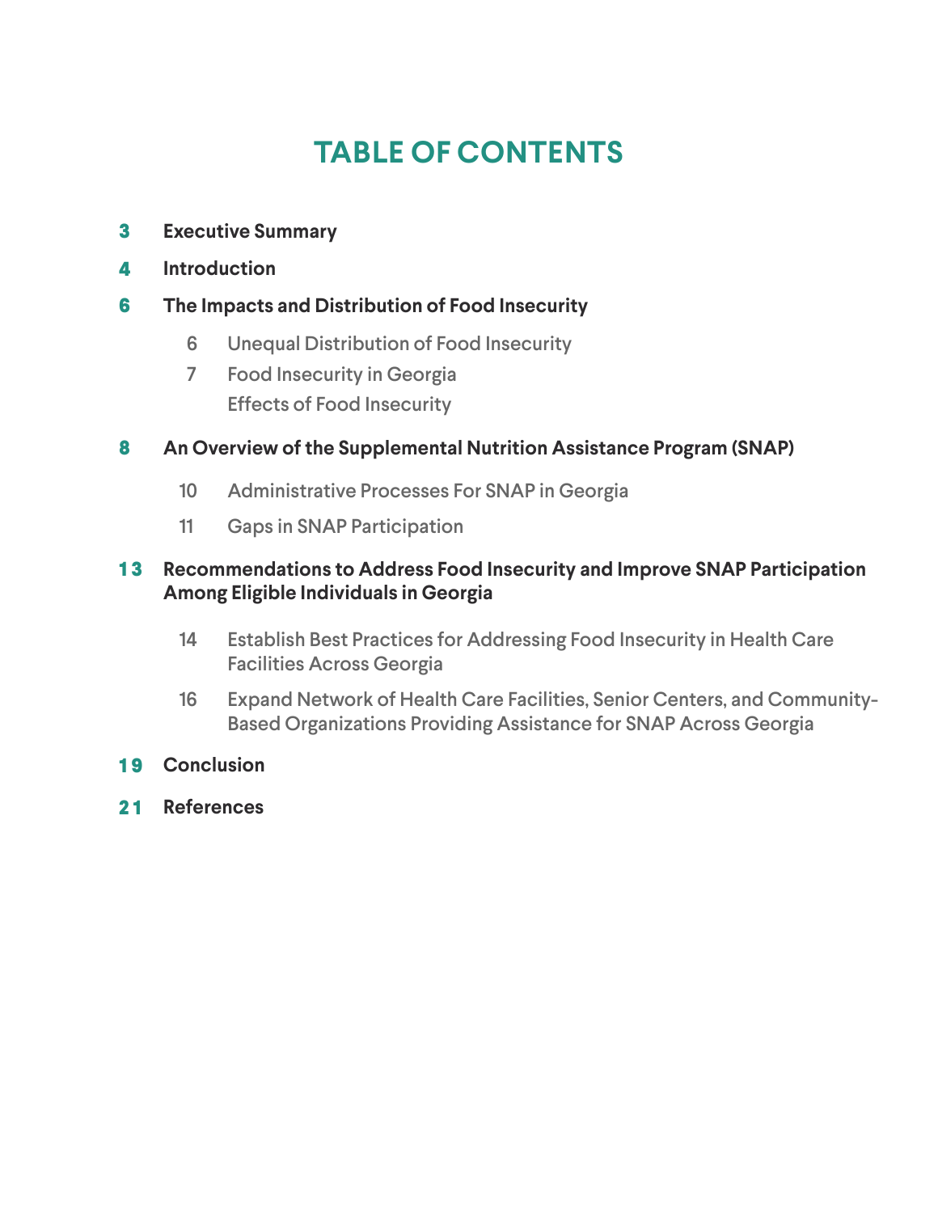# TABLE OF CONTENTS

**3 Executive Summary**

**4 Introduction**

**6 The Impacts and Distribution of Food Insecurity**

- 6 Unequal Distribution of Food Insecurity
- 7 Food Insecurity in Georgia
- Effects of Food Insecurity

**8 An Overview of the Supplemental Nutrition Assistance Program (SNAP)**

- 10 Administrative Processes For SNAP in Georgia
- 11 Gaps in SNAP Participation

**13 Recommendations to Address Food Insecurity and Improve SNAP Participation Among Eligible Individuals in Georgia**

- 14 Establish Best Practices for Addressing Food Insecurity in Health Care Facilities Across Georgia
- 16 Expand Network of Health Care Facilities, Senior Centers, and Community-Based Organizations Providing Assistance for SNAP Across Georgia

**19 Conclusion**

**21 References**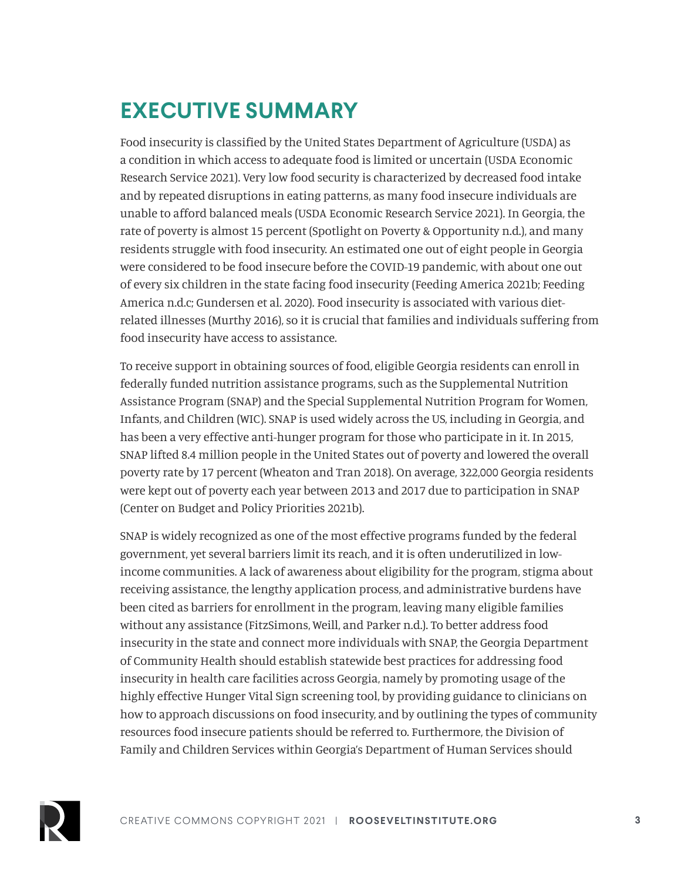# EXECUTIVE SUMMARY

Food insecurity is classified by the United States Department of Agriculture (USDA) as a condition in which access to adequate food is limited or uncertain (USDA Economic Research Service 2021). Very low food security is characterized by decreased food intake and by repeated disruptions in eating patterns, as many food insecure individuals are unable to afford balanced meals (USDA Economic Research Service 2021). In Georgia, the rate of poverty is almost 15 percent (Spotlight on Poverty & Opportunity n.d.), and many residents struggle with food insecurity. An estimated one out of eight people in Georgia were considered to be food insecure before the COVID-19 pandemic, with about one out of every six children in the state facing food insecurity (Feeding America 2021b; Feeding America n.d.c; Gundersen et al. 2020). Food insecurity is associated with various diet-related illnesses (Murthy 2016), so it is crucial that families and individuals suffering from food insecurity have access to assistance.

To receive support in obtaining sources of food, eligible Georgia residents can enroll in federally funded nutrition assistance programs, such as the Supplemental Nutrition Assistance Program (SNAP) and the Special Supplemental Nutrition Program for Women, Infants, and Children (WIC). SNAP is used widely across the US, including in Georgia, and has been a very effective anti-hunger program for those who participate in it. In 2015, SNAP lifted 8.4 million people in the United States out of poverty and lowered the overall poverty rate by 17 percent (Wheaton and Tran 2018). On average, 322,000 Georgia residents were kept out of poverty each year between 2013 and 2017 due to participation in SNAP (Center on Budget and Policy Priorities 2021b).

SNAP is widely recognized as one of the most effective programs funded by the federal government, yet several barriers limit its reach, and it is often underutilized in low-income communities. A lack of awareness about eligibility for the program, stigma about receiving assistance, the lengthy application process, and administrative burdens have been cited as barriers for enrollment in the program, leaving many eligible families without any assistance (FitzSimons, Weill, and Parker n.d.). To better address food insecurity in the state and connect more individuals with SNAP, the Georgia Department of Community Health should establish statewide best practices for addressing food insecurity in health care facilities across Georgia, namely by promoting usage of the highly effective Hunger Vital Sign screening tool, by providing guidance to clinicians on how to approach discussions on food insecurity, and by outlining the types of community resources food insecure patients should be referred to. Furthermore, the Division of Family and Children Services within Georgia's Department of Human Services should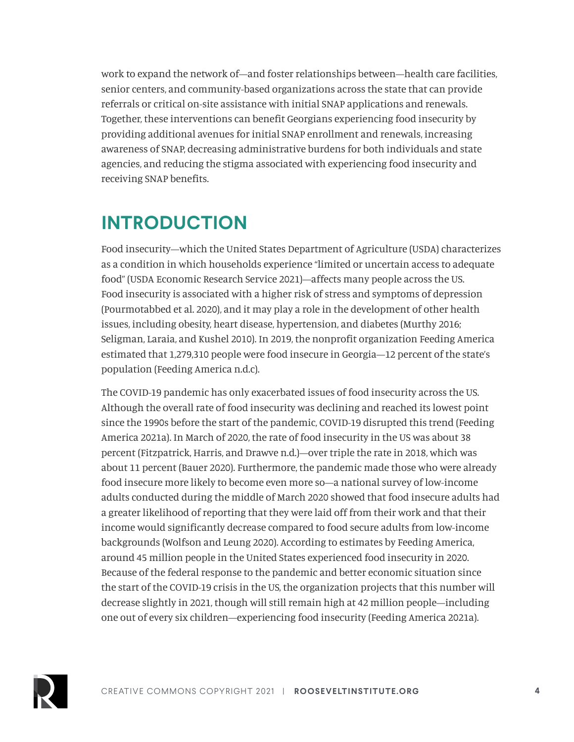work to expand the network of—and foster relationships between—health care facilities, senior centers, and community-based organizations across the state that can provide referrals or critical on-site assistance with initial SNAP applications and renewals. Together, these interventions can benefit Georgians experiencing food insecurity by providing additional avenues for initial SNAP enrollment and renewals, increasing awareness of SNAP, decreasing administrative burdens for both individuals and state agencies, and reducing the stigma associated with experiencing food insecurity and receiving SNAP benefits.

## INTRODUCTION

Food insecurity—which the United States Department of Agriculture (USDA) characterizes as a condition in which households experience "limited or uncertain access to adequate food" (USDA Economic Research Service 2021)—affects many people across the US. Food insecurity is associated with a higher risk of stress and symptoms of depression (Pourmotabbed et al. 2020), and it may play a role in the development of other health issues, including obesity, heart disease, hypertension, and diabetes (Murthy 2016; Seligman, Laraia, and Kushel 2010). In 2019, the nonprofit organization Feeding America estimated that 1,279,310 people were food insecure in Georgia—12 percent of the state's population (Feeding America n.d.c).

The COVID-19 pandemic has only exacerbated issues of food insecurity across the US. Although the overall rate of food insecurity was declining and reached its lowest point since the 1990s before the start of the pandemic, COVID-19 disrupted this trend (Feeding America 2021a). In March of 2020, the rate of food insecurity in the US was about 38 percent (Fitzpatrick, Harris, and Drawve n.d.)—over triple the rate in 2018, which was about 11 percent (Bauer 2020). Furthermore, the pandemic made those who were already food insecure more likely to become even more so—a national survey of low-income adults conducted during the middle of March 2020 showed that food insecure adults had a greater likelihood of reporting that they were laid off from their work and that their income would significantly decrease compared to food secure adults from low-income backgrounds (Wolfson and Leung 2020). According to estimates by Feeding America, around 45 million people in the United States experienced food insecurity in 2020. Because of the federal response to the pandemic and better economic situation since the start of the COVID-19 crisis in the US, the organization projects that this number will decrease slightly in 2021, though will still remain high at 42 million people—including one out of every six children—experiencing food insecurity (Feeding America 2021a).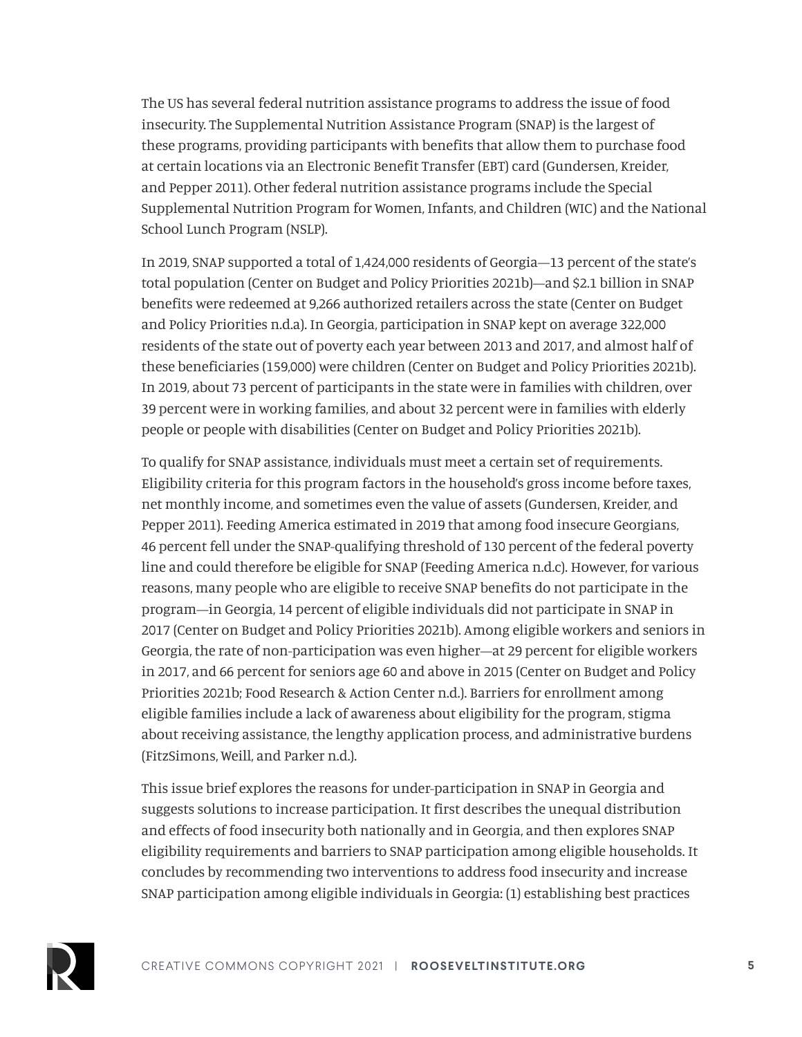The US has several federal nutrition assistance programs to address the issue of food insecurity. The Supplemental Nutrition Assistance Program (SNAP) is the largest of these programs, providing participants with benefits that allow them to purchase food at certain locations via an Electronic Benefit Transfer (EBT) card (Gundersen, Kreider, and Pepper 2011). Other federal nutrition assistance programs include the Special Supplemental Nutrition Program for Women, Infants, and Children (WIC) and the National School Lunch Program (NSLP).

In 2019, SNAP supported a total of 1,424,000 residents of Georgia—13 percent of the state's total population (Center on Budget and Policy Priorities 2021b)—and $2.1 billion in SNAP benefits were redeemed at 9,266 authorized retailers across the state (Center on Budget and Policy Priorities n.d.a). In Georgia, participation in SNAP kept on average 322,000 residents of the state out of poverty each year between 2013 and 2017, and almost half of these beneficiaries (159,000) were children (Center on Budget and Policy Priorities 2021b). In 2019, about 73 percent of participants in the state were in families with children, over 39 percent were in working families, and about 32 percent were in families with elderly people or people with disabilities (Center on Budget and Policy Priorities 2021b).

To qualify for SNAP assistance, individuals must meet a certain set of requirements. Eligibility criteria for this program factors in the household's gross income before taxes, net monthly income, and sometimes even the value of assets (Gundersen, Kreider, and Pepper 2011). Feeding America estimated in 2019 that among food insecure Georgians, 46 percent fell under the SNAP-qualifying threshold of 130 percent of the federal poverty line and could therefore be eligible for SNAP (Feeding America n.d.c). However, for various reasons, many people who are eligible to receive SNAP benefits do not participate in the program—in Georgia, 14 percent of eligible individuals did not participate in SNAP in 2017 (Center on Budget and Policy Priorities 2021b). Among eligible workers and seniors in Georgia, the rate of non-participation was even higher—at 29 percent for eligible workers in 2017, and 66 percent for seniors age 60 and above in 2015 (Center on Budget and Policy Priorities 2021b; Food Research & Action Center n.d.). Barriers for enrollment among eligible families include a lack of awareness about eligibility for the program, stigma about receiving assistance, the lengthy application process, and administrative burdens (FitzSimons, Weill, and Parker n.d.).

This issue brief explores the reasons for under-participation in SNAP in Georgia and suggests solutions to increase participation. It first describes the unequal distribution and effects of food insecurity both nationally and in Georgia, and then explores SNAP eligibility requirements and barriers to SNAP participation among eligible households. It concludes by recommending two interventions to address food insecurity and increase SNAP participation among eligible individuals in Georgia: (1) establishing best practices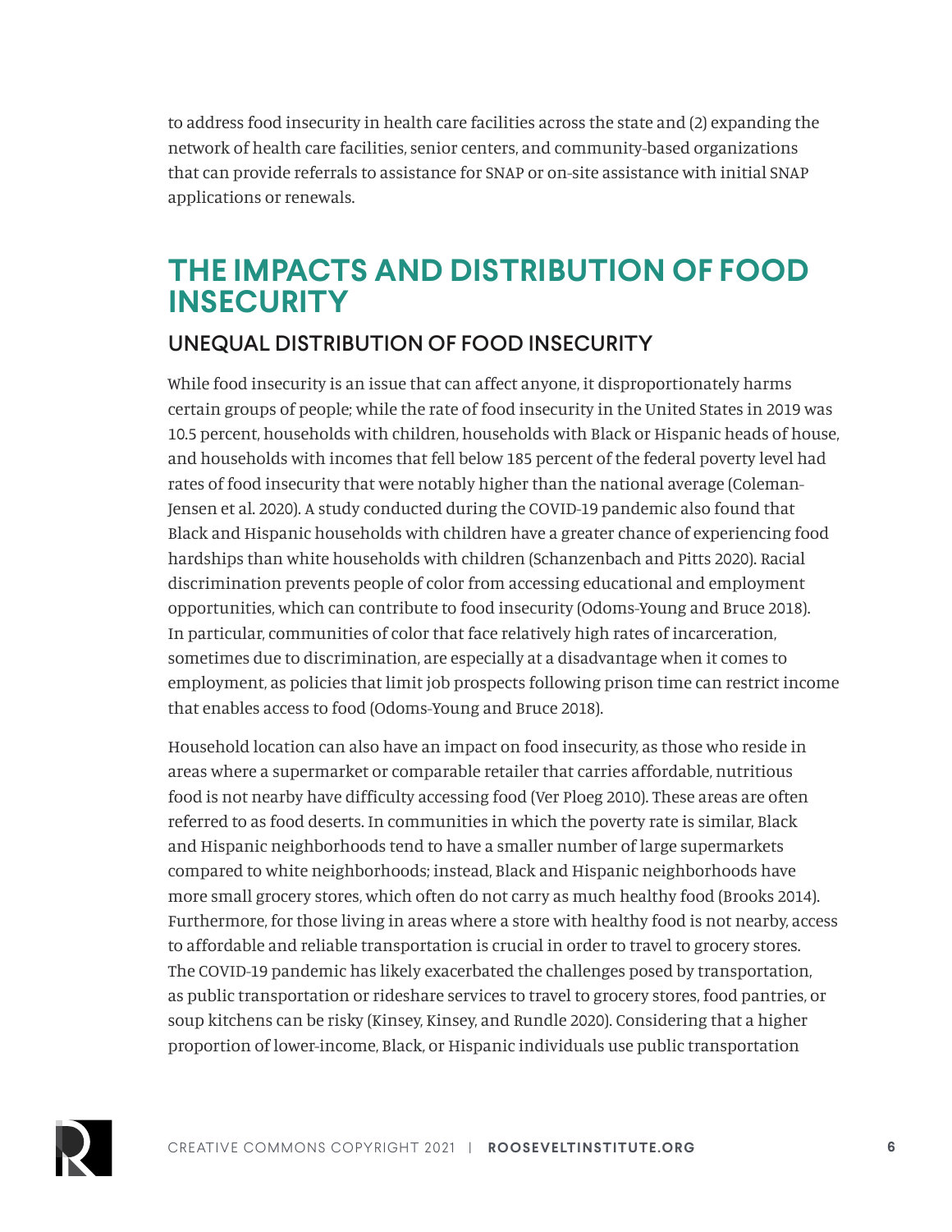to address food insecurity in health care facilities across the state and (2) expanding the network of health care facilities, senior centers, and community-based organizations that can provide referrals to assistance for SNAP or on-site assistance with initial SNAP applications or renewals.

## THE IMPACTS AND DISTRIBUTION OF FOOD INSECURITY

### UNEQUAL DISTRIBUTION OF FOOD INSECURITY

While food insecurity is an issue that can affect anyone, it disproportionately harms certain groups of people; while the rate of food insecurity in the United States in 2019 was 10.5 percent, households with children, households with Black or Hispanic heads of house, and households with incomes that fell below 185 percent of the federal poverty level had rates of food insecurity that were notably higher than the national average (Coleman-Jensen et al. 2020). A study conducted during the COVID-19 pandemic also found that Black and Hispanic households with children have a greater chance of experiencing food hardships than white households with children (Schanzenbach and Pitts 2020). Racial discrimination prevents people of color from accessing educational and employment opportunities, which can contribute to food insecurity (Odoms-Young and Bruce 2018). In particular, communities of color that face relatively high rates of incarceration, sometimes due to discrimination, are especially at a disadvantage when it comes to employment, as policies that limit job prospects following prison time can restrict income that enables access to food (Odoms-Young and Bruce 2018).

Household location can also have an impact on food insecurity, as those who reside in areas where a supermarket or comparable retailer that carries affordable, nutritious food is not nearby have difficulty accessing food (Ver Ploeg 2010). These areas are often referred to as food deserts. In communities in which the poverty rate is similar, Black and Hispanic neighborhoods tend to have a smaller number of large supermarkets compared to white neighborhoods; instead, Black and Hispanic neighborhoods have more small grocery stores, which often do not carry as much healthy food (Brooks 2014). Furthermore, for those living in areas where a store with healthy food is not nearby, access to affordable and reliable transportation is crucial in order to travel to grocery stores. The COVID-19 pandemic has likely exacerbated the challenges posed by transportation, as public transportation or rideshare services to travel to grocery stores, food pantries, or soup kitchens can be risky (Kinsey, Kinsey, and Rundle 2020). Considering that a higher proportion of lower-income, Black, or Hispanic individuals use public transportation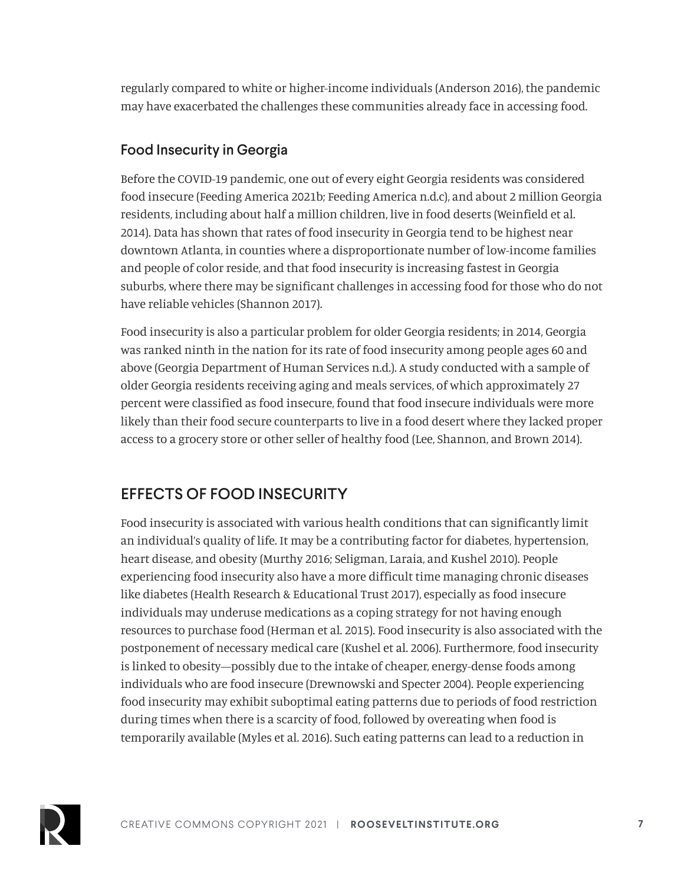regularly compared to white or higher-income individuals (Anderson 2016), the pandemic may have exacerbated the challenges these communities already face in accessing food.

### Food Insecurity in Georgia

Before the COVID-19 pandemic, one out of every eight Georgia residents was considered food insecure (Feeding America 2021b; Feeding America n.d.c), and about 2 million Georgia residents, including about half a million children, live in food deserts (Weinfield et al. 2014). Data has shown that rates of food insecurity in Georgia tend to be highest near downtown Atlanta, in counties where a disproportionate number of low-income families and people of color reside, and that food insecurity is increasing fastest in Georgia suburbs, where there may be significant challenges in accessing food for those who do not have reliable vehicles (Shannon 2017).

Food insecurity is also a particular problem for older Georgia residents; in 2014, Georgia was ranked ninth in the nation for its rate of food insecurity among people ages 60 and above (Georgia Department of Human Services n.d.). A study conducted with a sample of older Georgia residents receiving aging and meals services, of which approximately 27 percent were classified as food insecure, found that food insecure individuals were more likely than their food secure counterparts to live in a food desert where they lacked proper access to a grocery store or other seller of healthy food (Lee, Shannon, and Brown 2014).

## EFFECTS OF FOOD INSECURITY

Food insecurity is associated with various health conditions that can significantly limit an individual's quality of life. It may be a contributing factor for diabetes, hypertension, heart disease, and obesity (Murthy 2016; Seligman, Laraia, and Kushel 2010). People experiencing food insecurity also have a more difficult time managing chronic diseases like diabetes (Health Research & Educational Trust 2017), especially as food insecure individuals may underuse medications as a coping strategy for not having enough resources to purchase food (Herman et al. 2015). Food insecurity is also associated with the postponement of necessary medical care (Kushel et al. 2006). Furthermore, food insecurity is linked to obesity—possibly due to the intake of cheaper, energy-dense foods among individuals who are food insecure (Drewnowski and Specter 2004). People experiencing food insecurity may exhibit suboptimal eating patterns due to periods of food restriction during times when there is a scarcity of food, followed by overeating when food is temporarily available (Myles et al. 2016). Such eating patterns can lead to a reduction in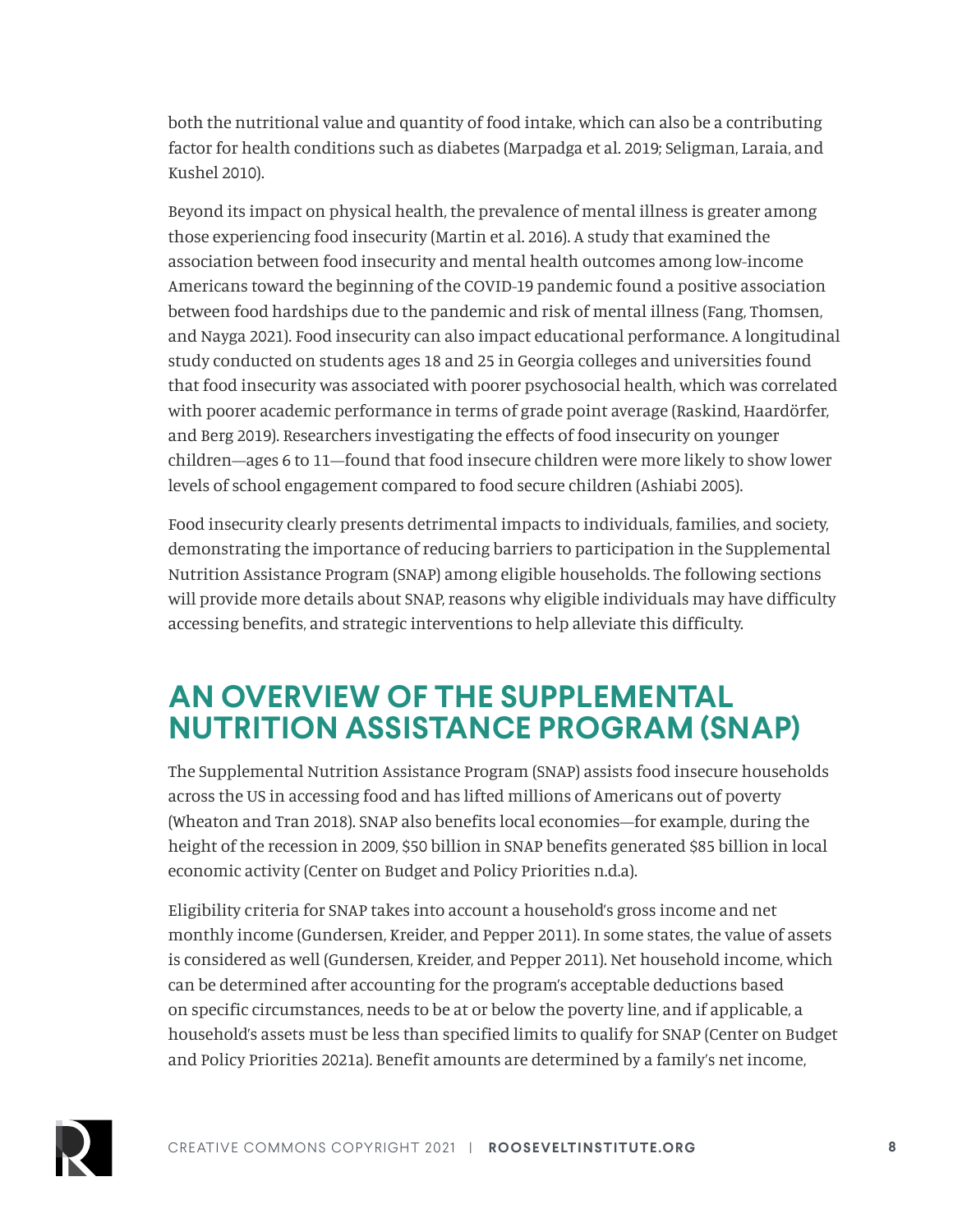both the nutritional value and quantity of food intake, which can also be a contributing factor for health conditions such as diabetes (Marpadga et al. 2019; Seligman, Laraia, and Kushel 2010).

Beyond its impact on physical health, the prevalence of mental illness is greater among those experiencing food insecurity (Martin et al. 2016). A study that examined the association between food insecurity and mental health outcomes among low-income Americans toward the beginning of the COVID-19 pandemic found a positive association between food hardships due to the pandemic and risk of mental illness (Fang, Thomsen, and Nayga 2021). Food insecurity can also impact educational performance. A longitudinal study conducted on students ages 18 and 25 in Georgia colleges and universities found that food insecurity was associated with poorer psychosocial health, which was correlated with poorer academic performance in terms of grade point average (Raskind, Haardörfer, and Berg 2019). Researchers investigating the effects of food insecurity on younger children—ages 6 to 11—found that food insecure children were more likely to show lower levels of school engagement compared to food secure children (Ashiabi 2005).

Food insecurity clearly presents detrimental impacts to individuals, families, and society, demonstrating the importance of reducing barriers to participation in the Supplemental Nutrition Assistance Program (SNAP) among eligible households. The following sections will provide more details about SNAP, reasons why eligible individuals may have difficulty accessing benefits, and strategic interventions to help alleviate this difficulty.

## AN OVERVIEW OF THE SUPPLEMENTAL NUTRITION ASSISTANCE PROGRAM (SNAP)

The Supplemental Nutrition Assistance Program (SNAP) assists food insecure households across the US in accessing food and has lifted millions of Americans out of poverty (Wheaton and Tran 2018). SNAP also benefits local economies—for example, during the height of the recession in 2009, $50 billion in SNAP benefits generated $85 billion in local economic activity (Center on Budget and Policy Priorities n.d.a).

Eligibility criteria for SNAP takes into account a household's gross income and net monthly income (Gundersen, Kreider, and Pepper 2011). In some states, the value of assets is considered as well (Gundersen, Kreider, and Pepper 2011). Net household income, which can be determined after accounting for the program's acceptable deductions based on specific circumstances, needs to be at or below the poverty line, and if applicable, a household's assets must be less than specified limits to qualify for SNAP (Center on Budget and Policy Priorities 2021a). Benefit amounts are determined by a family's net income,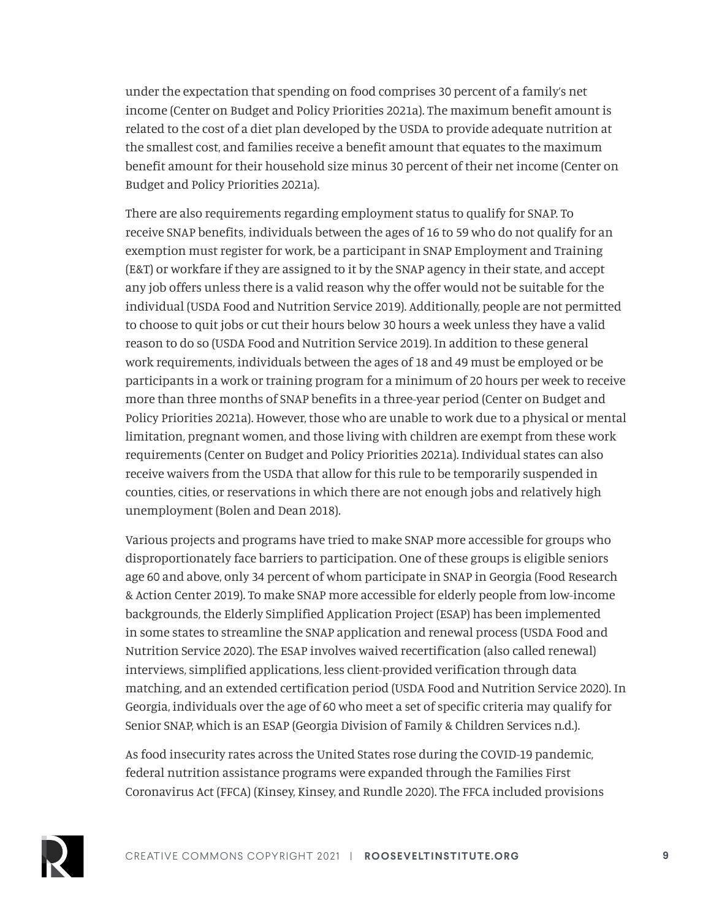under the expectation that spending on food comprises 30 percent of a family's net income (Center on Budget and Policy Priorities 2021a). The maximum benefit amount is related to the cost of a diet plan developed by the USDA to provide adequate nutrition at the smallest cost, and families receive a benefit amount that equates to the maximum benefit amount for their household size minus 30 percent of their net income (Center on Budget and Policy Priorities 2021a).

There are also requirements regarding employment status to qualify for SNAP. To receive SNAP benefits, individuals between the ages of 16 to 59 who do not qualify for an exemption must register for work, be a participant in SNAP Employment and Training (E&T) or workfare if they are assigned to it by the SNAP agency in their state, and accept any job offers unless there is a valid reason why the offer would not be suitable for the individual (USDA Food and Nutrition Service 2019). Additionally, people are not permitted to choose to quit jobs or cut their hours below 30 hours a week unless they have a valid reason to do so (USDA Food and Nutrition Service 2019). In addition to these general work requirements, individuals between the ages of 18 and 49 must be employed or be participants in a work or training program for a minimum of 20 hours per week to receive more than three months of SNAP benefits in a three-year period (Center on Budget and Policy Priorities 2021a). However, those who are unable to work due to a physical or mental limitation, pregnant women, and those living with children are exempt from these work requirements (Center on Budget and Policy Priorities 2021a). Individual states can also receive waivers from the USDA that allow for this rule to be temporarily suspended in counties, cities, or reservations in which there are not enough jobs and relatively high unemployment (Bolen and Dean 2018).

Various projects and programs have tried to make SNAP more accessible for groups who disproportionately face barriers to participation. One of these groups is eligible seniors age 60 and above, only 34 percent of whom participate in SNAP in Georgia (Food Research & Action Center 2019). To make SNAP more accessible for elderly people from low-income backgrounds, the Elderly Simplified Application Project (ESAP) has been implemented in some states to streamline the SNAP application and renewal process (USDA Food and Nutrition Service 2020). The ESAP involves waived recertification (also called renewal) interviews, simplified applications, less client-provided verification through data matching, and an extended certification period (USDA Food and Nutrition Service 2020). In Georgia, individuals over the age of 60 who meet a set of specific criteria may qualify for Senior SNAP, which is an ESAP (Georgia Division of Family & Children Services n.d.).

As food insecurity rates across the United States rose during the COVID-19 pandemic, federal nutrition assistance programs were expanded through the Families First Coronavirus Act (FFCA) (Kinsey, Kinsey, and Rundle 2020). The FFCA included provisions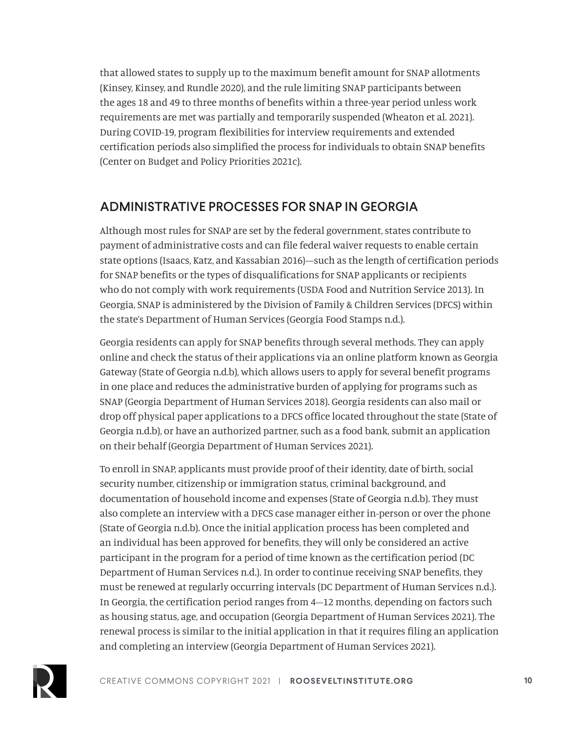that allowed states to supply up to the maximum benefit amount for SNAP allotments (Kinsey, Kinsey, and Rundle 2020), and the rule limiting SNAP participants between the ages 18 and 49 to three months of benefits within a three-year period unless work requirements are met was partially and temporarily suspended (Wheaton et al. 2021). During COVID-19, program flexibilities for interview requirements and extended certification periods also simplified the process for individuals to obtain SNAP benefits (Center on Budget and Policy Priorities 2021c).

## ADMINISTRATIVE PROCESSES FOR SNAP IN GEORGIA

Although most rules for SNAP are set by the federal government, states contribute to payment of administrative costs and can file federal waiver requests to enable certain state options (Isaacs, Katz, and Kassabian 2016)—such as the length of certification periods for SNAP benefits or the types of disqualifications for SNAP applicants or recipients who do not comply with work requirements (USDA Food and Nutrition Service 2013). In Georgia, SNAP is administered by the Division of Family & Children Services (DFCS) within the state's Department of Human Services (Georgia Food Stamps n.d.).

Georgia residents can apply for SNAP benefits through several methods. They can apply online and check the status of their applications via an online platform known as Georgia Gateway (State of Georgia n.d.b), which allows users to apply for several benefit programs in one place and reduces the administrative burden of applying for programs such as SNAP (Georgia Department of Human Services 2018). Georgia residents can also mail or drop off physical paper applications to a DFCS office located throughout the state (State of Georgia n.d.b), or have an authorized partner, such as a food bank, submit an application on their behalf (Georgia Department of Human Services 2021).

To enroll in SNAP, applicants must provide proof of their identity, date of birth, social security number, citizenship or immigration status, criminal background, and documentation of household income and expenses (State of Georgia n.d.b). They must also complete an interview with a DFCS case manager either in-person or over the phone (State of Georgia n.d.b). Once the initial application process has been completed and an individual has been approved for benefits, they will only be considered an active participant in the program for a period of time known as the certification period (DC Department of Human Services n.d.). In order to continue receiving SNAP benefits, they must be renewed at regularly occurring intervals (DC Department of Human Services n.d.). In Georgia, the certification period ranges from 4—12 months, depending on factors such as housing status, age, and occupation (Georgia Department of Human Services 2021). The renewal process is similar to the initial application in that it requires filing an application and completing an interview (Georgia Department of Human Services 2021).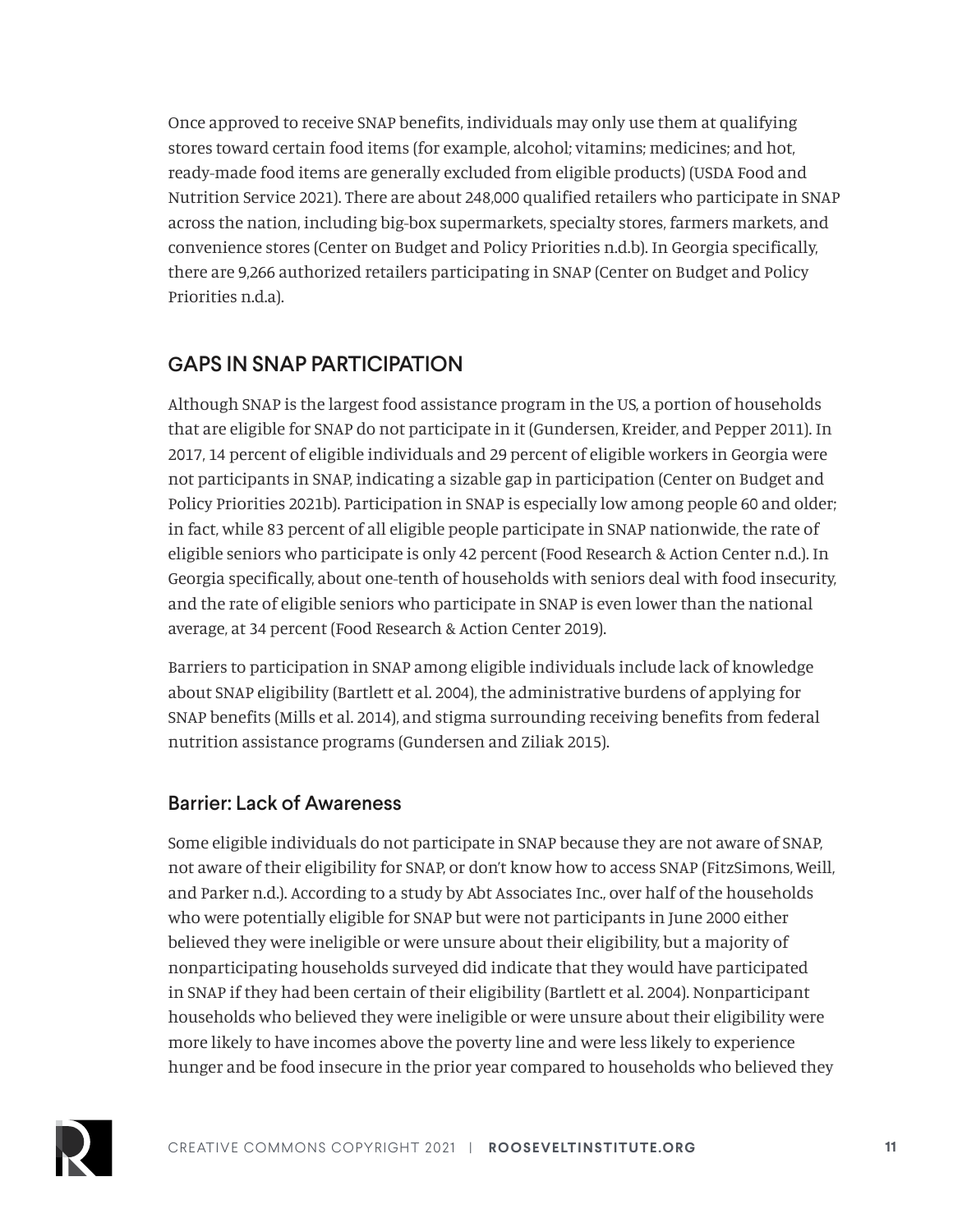Once approved to receive SNAP benefits, individuals may only use them at qualifying stores toward certain food items (for example, alcohol; vitamins; medicines; and hot, ready-made food items are generally excluded from eligible products) (USDA Food and Nutrition Service 2021). There are about 248,000 qualified retailers who participate in SNAP across the nation, including big-box supermarkets, specialty stores, farmers markets, and convenience stores (Center on Budget and Policy Priorities n.d.b). In Georgia specifically, there are 9,266 authorized retailers participating in SNAP (Center on Budget and Policy Priorities n.d.a).

## GAPS IN SNAP PARTICIPATION

Although SNAP is the largest food assistance program in the US, a portion of households that are eligible for SNAP do not participate in it (Gundersen, Kreider, and Pepper 2011). In 2017, 14 percent of eligible individuals and 29 percent of eligible workers in Georgia were not participants in SNAP, indicating a sizable gap in participation (Center on Budget and Policy Priorities 2021b). Participation in SNAP is especially low among people 60 and older; in fact, while 83 percent of all eligible people participate in SNAP nationwide, the rate of eligible seniors who participate is only 42 percent (Food Research & Action Center n.d.). In Georgia specifically, about one-tenth of households with seniors deal with food insecurity, and the rate of eligible seniors who participate in SNAP is even lower than the national average, at 34 percent (Food Research & Action Center 2019).

Barriers to participation in SNAP among eligible individuals include lack of knowledge about SNAP eligibility (Bartlett et al. 2004), the administrative burdens of applying for SNAP benefits (Mills et al. 2014), and stigma surrounding receiving benefits from federal nutrition assistance programs (Gundersen and Ziliak 2015).

### Barrier: Lack of Awareness

Some eligible individuals do not participate in SNAP because they are not aware of SNAP, not aware of their eligibility for SNAP, or don't know how to access SNAP (FitzSimons, Weill, and Parker n.d.). According to a study by Abt Associates Inc., over half of the households who were potentially eligible for SNAP but were not participants in June 2000 either believed they were ineligible or were unsure about their eligibility, but a majority of nonparticipating households surveyed did indicate that they would have participated in SNAP if they had been certain of their eligibility (Bartlett et al. 2004). Nonparticipant households who believed they were ineligible or were unsure about their eligibility were more likely to have incomes above the poverty line and were less likely to experience hunger and be food insecure in the prior year compared to households who believed they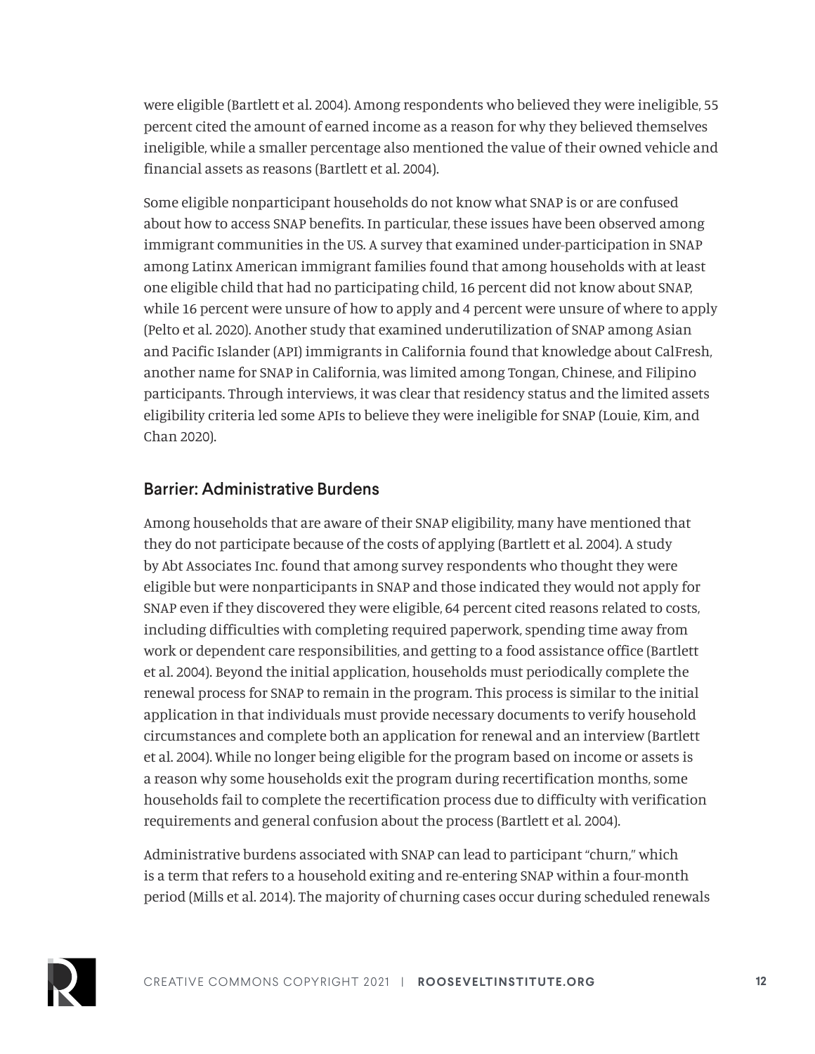were eligible (Bartlett et al. 2004). Among respondents who believed they were ineligible, 55 percent cited the amount of earned income as a reason for why they believed themselves ineligible, while a smaller percentage also mentioned the value of their owned vehicle and financial assets as reasons (Bartlett et al. 2004).

Some eligible nonparticipant households do not know what SNAP is or are confused about how to access SNAP benefits. In particular, these issues have been observed among immigrant communities in the US. A survey that examined under-participation in SNAP among Latinx American immigrant families found that among households with at least one eligible child that had no participating child, 16 percent did not know about SNAP, while 16 percent were unsure of how to apply and 4 percent were unsure of where to apply (Pelto et al. 2020). Another study that examined underutilization of SNAP among Asian and Pacific Islander (API) immigrants in California found that knowledge about CalFresh, another name for SNAP in California, was limited among Tongan, Chinese, and Filipino participants. Through interviews, it was clear that residency status and the limited assets eligibility criteria led some APIs to believe they were ineligible for SNAP (Louie, Kim, and Chan 2020).

### Barrier: Administrative Burdens

Among households that are aware of their SNAP eligibility, many have mentioned that they do not participate because of the costs of applying (Bartlett et al. 2004). A study by Abt Associates Inc. found that among survey respondents who thought they were eligible but were nonparticipants in SNAP and those indicated they would not apply for SNAP even if they discovered they were eligible, 64 percent cited reasons related to costs, including difficulties with completing required paperwork, spending time away from work or dependent care responsibilities, and getting to a food assistance office (Bartlett et al. 2004). Beyond the initial application, households must periodically complete the renewal process for SNAP to remain in the program. This process is similar to the initial application in that individuals must provide necessary documents to verify household circumstances and complete both an application for renewal and an interview (Bartlett et al. 2004). While no longer being eligible for the program based on income or assets is a reason why some households exit the program during recertification months, some households fail to complete the recertification process due to difficulty with verification requirements and general confusion about the process (Bartlett et al. 2004).

Administrative burdens associated with SNAP can lead to participant "churn," which is a term that refers to a household exiting and re-entering SNAP within a four-month period (Mills et al. 2014). The majority of churning cases occur during scheduled renewals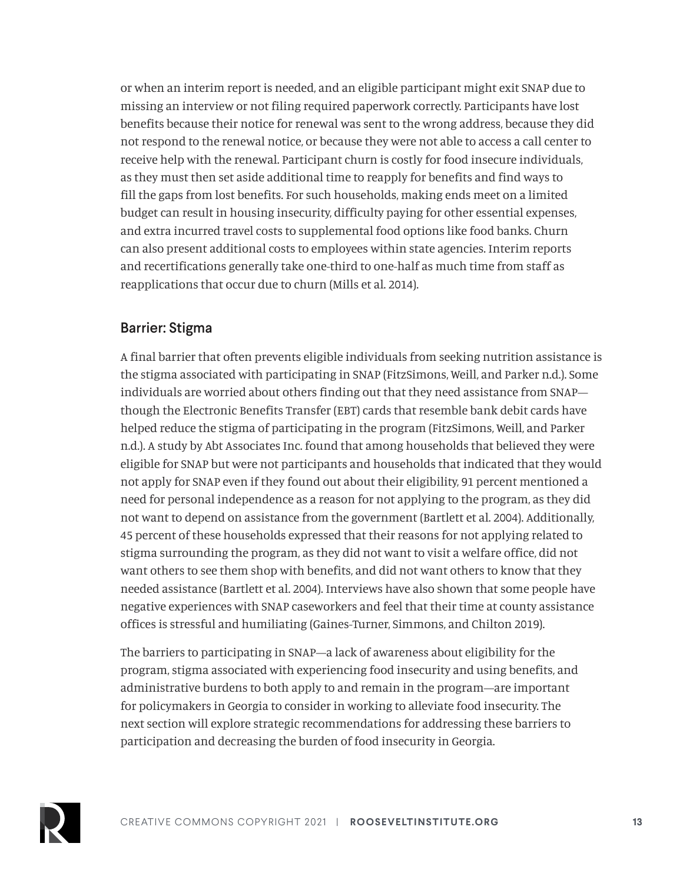or when an interim report is needed, and an eligible participant might exit SNAP due to missing an interview or not filing required paperwork correctly. Participants have lost benefits because their notice for renewal was sent to the wrong address, because they did not respond to the renewal notice, or because they were not able to access a call center to receive help with the renewal. Participant churn is costly for food insecure individuals, as they must then set aside additional time to reapply for benefits and find ways to fill the gaps from lost benefits. For such households, making ends meet on a limited budget can result in housing insecurity, difficulty paying for other essential expenses, and extra incurred travel costs to supplemental food options like food banks. Churn can also present additional costs to employees within state agencies. Interim reports and recertifications generally take one-third to one-half as much time from staff as reapplications that occur due to churn (Mills et al. 2014).

### Barrier: Stigma

A final barrier that often prevents eligible individuals from seeking nutrition assistance is the stigma associated with participating in SNAP (FitzSimons, Weill, and Parker n.d.). Some individuals are worried about others finding out that they need assistance from SNAP—though the Electronic Benefits Transfer (EBT) cards that resemble bank debit cards have helped reduce the stigma of participating in the program (FitzSimons, Weill, and Parker n.d.). A study by Abt Associates Inc. found that among households that believed they were eligible for SNAP but were not participants and households that indicated that they would not apply for SNAP even if they found out about their eligibility, 91 percent mentioned a need for personal independence as a reason for not applying to the program, as they did not want to depend on assistance from the government (Bartlett et al. 2004). Additionally, 45 percent of these households expressed that their reasons for not applying related to stigma surrounding the program, as they did not want to visit a welfare office, did not want others to see them shop with benefits, and did not want others to know that they needed assistance (Bartlett et al. 2004). Interviews have also shown that some people have negative experiences with SNAP caseworkers and feel that their time at county assistance offices is stressful and humiliating (Gaines-Turner, Simmons, and Chilton 2019).

The barriers to participating in SNAP—a lack of awareness about eligibility for the program, stigma associated with experiencing food insecurity and using benefits, and administrative burdens to both apply to and remain in the program—are important for policymakers in Georgia to consider in working to alleviate food insecurity. The next section will explore strategic recommendations for addressing these barriers to participation and decreasing the burden of food insecurity in Georgia.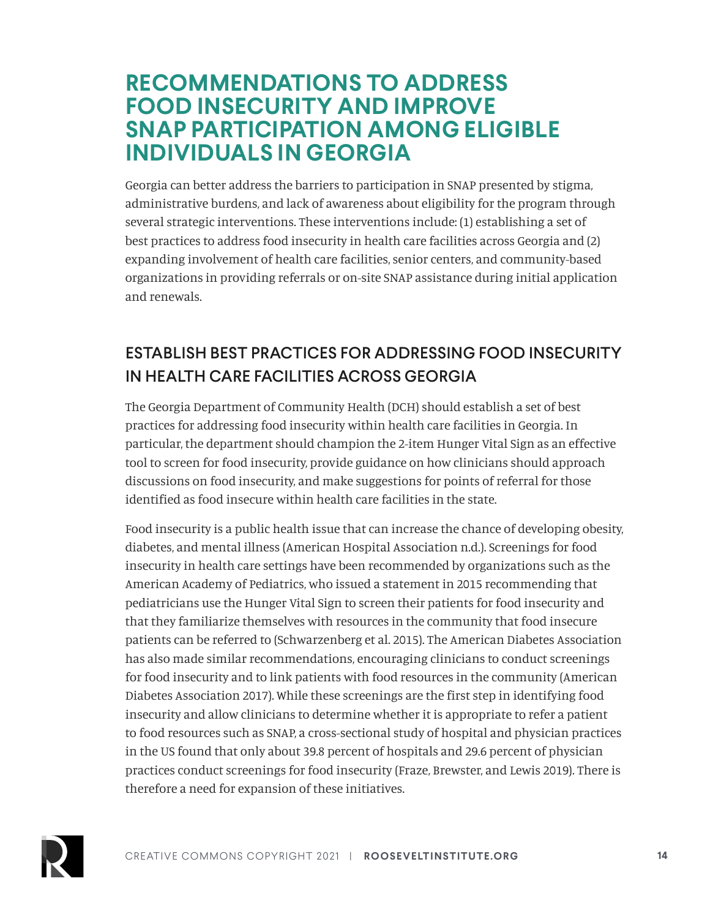# RECOMMENDATIONS TO ADDRESS FOOD INSECURITY AND IMPROVE SNAP PARTICIPATION AMONG ELIGIBLE INDIVIDUALS IN GEORGIA

Georgia can better address the barriers to participation in SNAP presented by stigma, administrative burdens, and lack of awareness about eligibility for the program through several strategic interventions. These interventions include: (1) establishing a set of best practices to address food insecurity in health care facilities across Georgia and (2) expanding involvement of health care facilities, senior centers, and community-based organizations in providing referrals or on-site SNAP assistance during initial application and renewals.

## ESTABLISH BEST PRACTICES FOR ADDRESSING FOOD INSECURITY IN HEALTH CARE FACILITIES ACROSS GEORGIA

The Georgia Department of Community Health (DCH) should establish a set of best practices for addressing food insecurity within health care facilities in Georgia. In particular, the department should champion the 2-item Hunger Vital Sign as an effective tool to screen for food insecurity, provide guidance on how clinicians should approach discussions on food insecurity, and make suggestions for points of referral for those identified as food insecure within health care facilities in the state.

Food insecurity is a public health issue that can increase the chance of developing obesity, diabetes, and mental illness (American Hospital Association n.d.). Screenings for food insecurity in health care settings have been recommended by organizations such as the American Academy of Pediatrics, who issued a statement in 2015 recommending that pediatricians use the Hunger Vital Sign to screen their patients for food insecurity and that they familiarize themselves with resources in the community that food insecure patients can be referred to (Schwarzenberg et al. 2015). The American Diabetes Association has also made similar recommendations, encouraging clinicians to conduct screenings for food insecurity and to link patients with food resources in the community (American Diabetes Association 2017). While these screenings are the first step in identifying food insecurity and allow clinicians to determine whether it is appropriate to refer a patient to food resources such as SNAP, a cross-sectional study of hospital and physician practices in the US found that only about 39.8 percent of hospitals and 29.6 percent of physician practices conduct screenings for food insecurity (Fraze, Brewster, and Lewis 2019). There is therefore a need for expansion of these initiatives.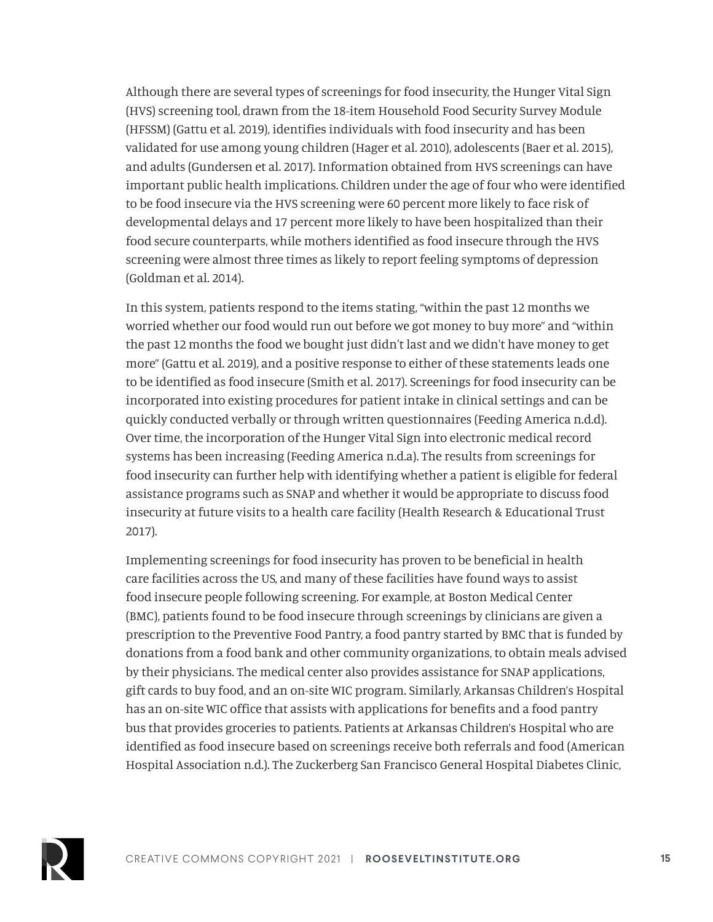Although there are several types of screenings for food insecurity, the Hunger Vital Sign (HVS) screening tool, drawn from the 18-item Household Food Security Survey Module (HFSSM) (Gattu et al. 2019), identifies individuals with food insecurity and has been validated for use among young children (Hager et al. 2010), adolescents (Baer et al. 2015), and adults (Gundersen et al. 2017). Information obtained from HVS screenings can have important public health implications. Children under the age of four who were identified to be food insecure via the HVS screening were 60 percent more likely to face risk of developmental delays and 17 percent more likely to have been hospitalized than their food secure counterparts, while mothers identified as food insecure through the HVS screening were almost three times as likely to report feeling symptoms of depression (Goldman et al. 2014).

In this system, patients respond to the items stating, "within the past 12 months we worried whether our food would run out before we got money to buy more" and "within the past 12 months the food we bought just didn't last and we didn't have money to get more" (Gattu et al. 2019), and a positive response to either of these statements leads one to be identified as food insecure (Smith et al. 2017). Screenings for food insecurity can be incorporated into existing procedures for patient intake in clinical settings and can be quickly conducted verbally or through written questionnaires (Feeding America n.d.d). Over time, the incorporation of the Hunger Vital Sign into electronic medical record systems has been increasing (Feeding America n.d.a). The results from screenings for food insecurity can further help with identifying whether a patient is eligible for federal assistance programs such as SNAP and whether it would be appropriate to discuss food insecurity at future visits to a health care facility (Health Research & Educational Trust 2017).

Implementing screenings for food insecurity has proven to be beneficial in health care facilities across the US, and many of these facilities have found ways to assist food insecure people following screening. For example, at Boston Medical Center (BMC), patients found to be food insecure through screenings by clinicians are given a prescription to the Preventive Food Pantry, a food pantry started by BMC that is funded by donations from a food bank and other community organizations, to obtain meals advised by their physicians. The medical center also provides assistance for SNAP applications, gift cards to buy food, and an on-site WIC program. Similarly, Arkansas Children's Hospital has an on-site WIC office that assists with applications for benefits and a food pantry bus that provides groceries to patients. Patients at Arkansas Children's Hospital who are identified as food insecure based on screenings receive both referrals and food (American Hospital Association n.d.). The Zuckerberg San Francisco General Hospital Diabetes Clinic,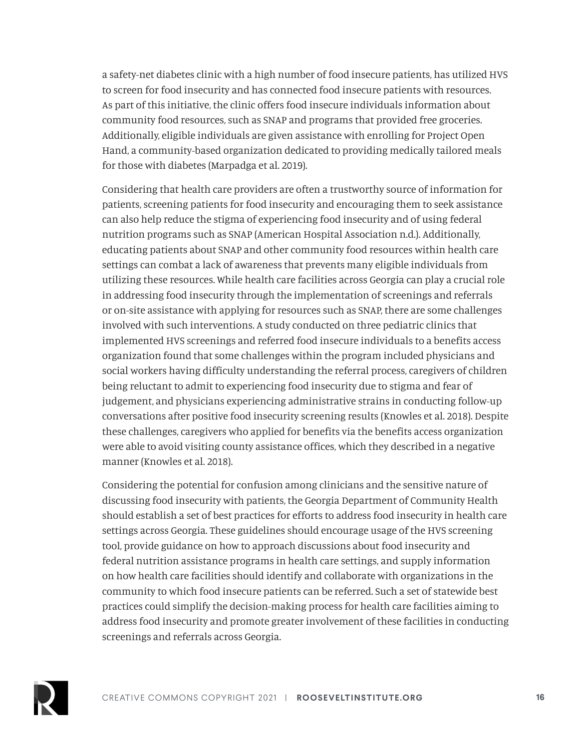a safety-net diabetes clinic with a high number of food insecure patients, has utilized HVS to screen for food insecurity and has connected food insecure patients with resources. As part of this initiative, the clinic offers food insecure individuals information about community food resources, such as SNAP and programs that provided free groceries. Additionally, eligible individuals are given assistance with enrolling for Project Open Hand, a community-based organization dedicated to providing medically tailored meals for those with diabetes (Marpadga et al. 2019).

Considering that health care providers are often a trustworthy source of information for patients, screening patients for food insecurity and encouraging them to seek assistance can also help reduce the stigma of experiencing food insecurity and of using federal nutrition programs such as SNAP (American Hospital Association n.d.). Additionally, educating patients about SNAP and other community food resources within health care settings can combat a lack of awareness that prevents many eligible individuals from utilizing these resources. While health care facilities across Georgia can play a crucial role in addressing food insecurity through the implementation of screenings and referrals or on-site assistance with applying for resources such as SNAP, there are some challenges involved with such interventions. A study conducted on three pediatric clinics that implemented HVS screenings and referred food insecure individuals to a benefits access organization found that some challenges within the program included physicians and social workers having difficulty understanding the referral process, caregivers of children being reluctant to admit to experiencing food insecurity due to stigma and fear of judgement, and physicians experiencing administrative strains in conducting follow-up conversations after positive food insecurity screening results (Knowles et al. 2018). Despite these challenges, caregivers who applied for benefits via the benefits access organization were able to avoid visiting county assistance offices, which they described in a negative manner (Knowles et al. 2018).

Considering the potential for confusion among clinicians and the sensitive nature of discussing food insecurity with patients, the Georgia Department of Community Health should establish a set of best practices for efforts to address food insecurity in health care settings across Georgia. These guidelines should encourage usage of the HVS screening tool, provide guidance on how to approach discussions about food insecurity and federal nutrition assistance programs in health care settings, and supply information on how health care facilities should identify and collaborate with organizations in the community to which food insecure patients can be referred. Such a set of statewide best practices could simplify the decision-making process for health care facilities aiming to address food insecurity and promote greater involvement of these facilities in conducting screenings and referrals across Georgia.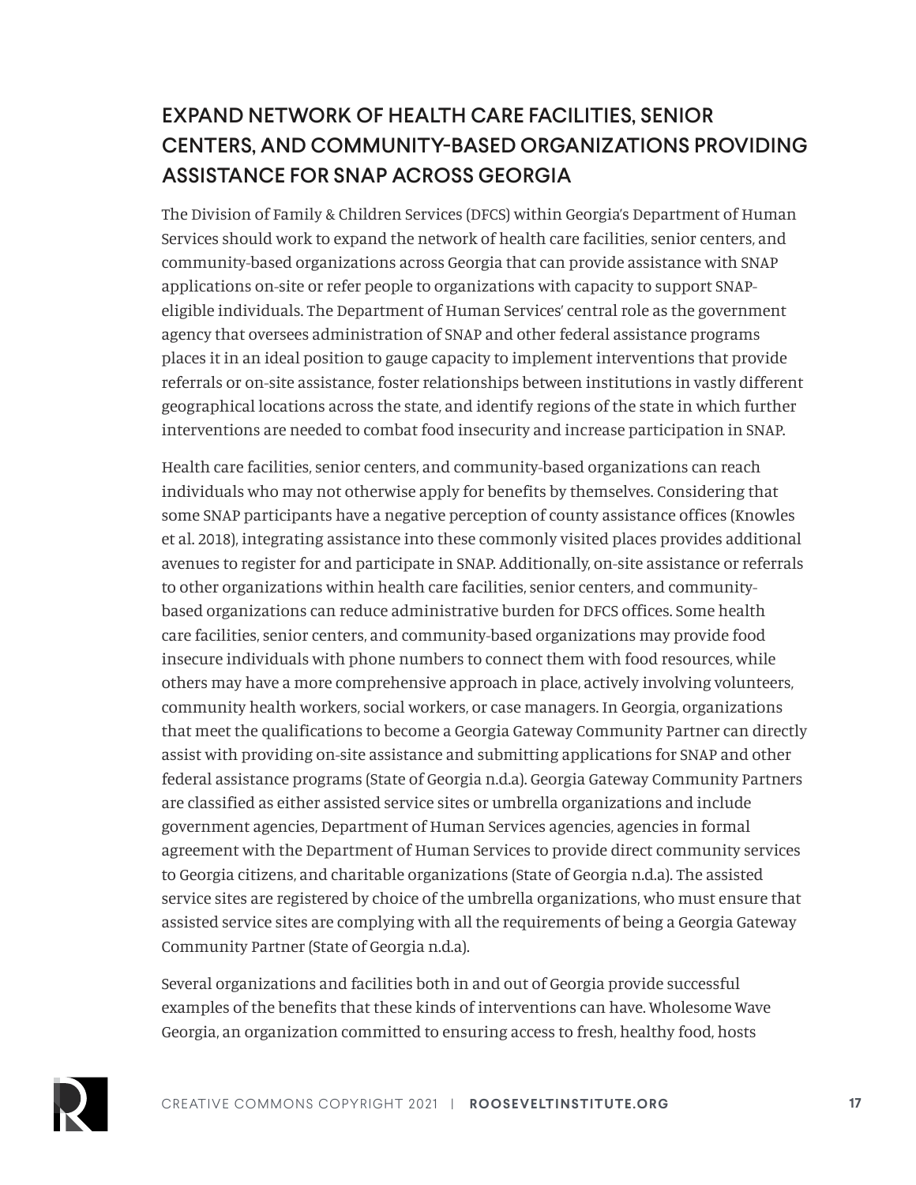## EXPAND NETWORK OF HEALTH CARE FACILITIES, SENIOR CENTERS, AND COMMUNITY-BASED ORGANIZATIONS PROVIDING ASSISTANCE FOR SNAP ACROSS GEORGIA

The Division of Family & Children Services (DFCS) within Georgia's Department of Human Services should work to expand the network of health care facilities, senior centers, and community-based organizations across Georgia that can provide assistance with SNAP applications on-site or refer people to organizations with capacity to support SNAP-eligible individuals. The Department of Human Services' central role as the government agency that oversees administration of SNAP and other federal assistance programs places it in an ideal position to gauge capacity to implement interventions that provide referrals or on-site assistance, foster relationships between institutions in vastly different geographical locations across the state, and identify regions of the state in which further interventions are needed to combat food insecurity and increase participation in SNAP.

Health care facilities, senior centers, and community-based organizations can reach individuals who may not otherwise apply for benefits by themselves. Considering that some SNAP participants have a negative perception of county assistance offices (Knowles et al. 2018), integrating assistance into these commonly visited places provides additional avenues to register for and participate in SNAP. Additionally, on-site assistance or referrals to other organizations within health care facilities, senior centers, and community-based organizations can reduce administrative burden for DFCS offices. Some health care facilities, senior centers, and community-based organizations may provide food insecure individuals with phone numbers to connect them with food resources, while others may have a more comprehensive approach in place, actively involving volunteers, community health workers, social workers, or case managers. In Georgia, organizations that meet the qualifications to become a Georgia Gateway Community Partner can directly assist with providing on-site assistance and submitting applications for SNAP and other federal assistance programs (State of Georgia n.d.a). Georgia Gateway Community Partners are classified as either assisted service sites or umbrella organizations and include government agencies, Department of Human Services agencies, agencies in formal agreement with the Department of Human Services to provide direct community services to Georgia citizens, and charitable organizations (State of Georgia n.d.a). The assisted service sites are registered by choice of the umbrella organizations, who must ensure that assisted service sites are complying with all the requirements of being a Georgia Gateway Community Partner (State of Georgia n.d.a).

Several organizations and facilities both in and out of Georgia provide successful examples of the benefits that these kinds of interventions can have. Wholesome Wave Georgia, an organization committed to ensuring access to fresh, healthy food, hosts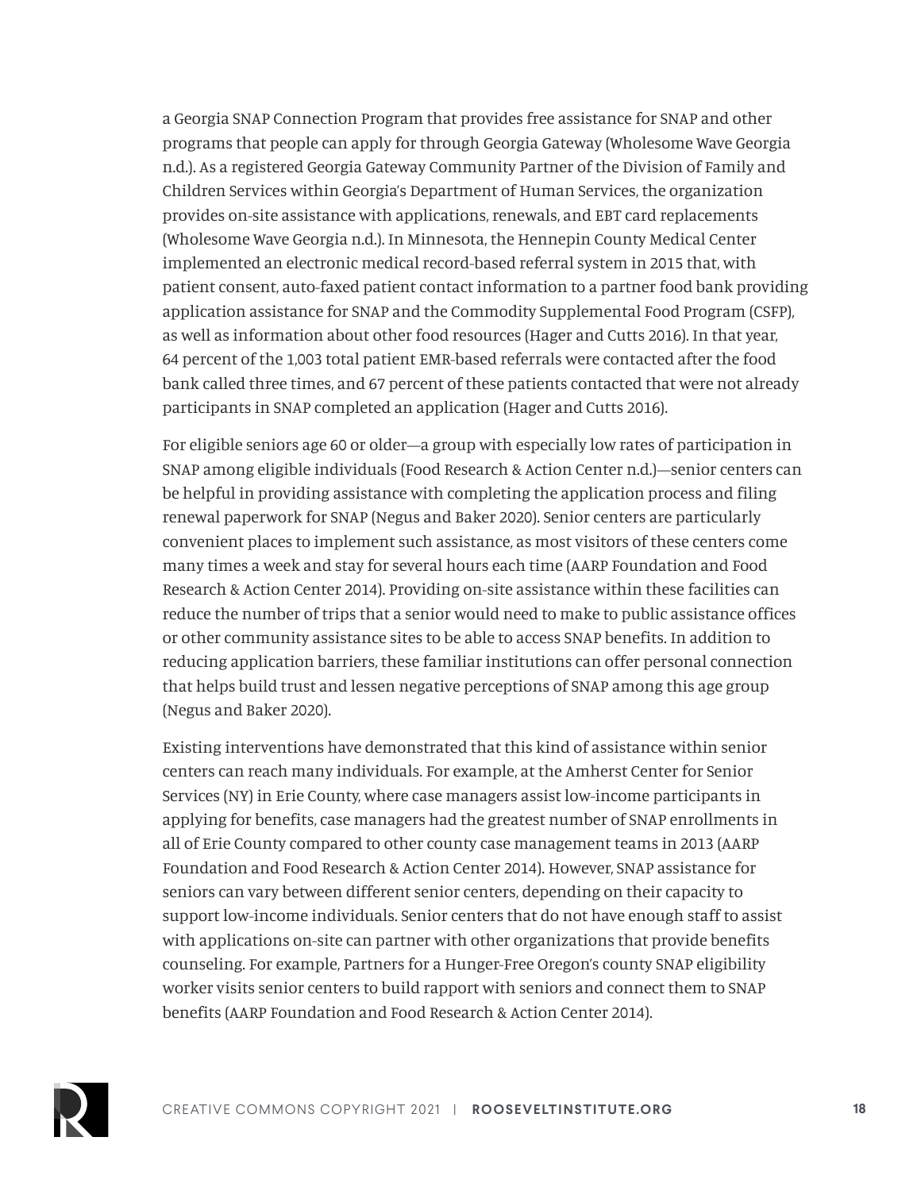a Georgia SNAP Connection Program that provides free assistance for SNAP and other programs that people can apply for through Georgia Gateway (Wholesome Wave Georgia n.d.). As a registered Georgia Gateway Community Partner of the Division of Family and Children Services within Georgia's Department of Human Services, the organization provides on-site assistance with applications, renewals, and EBT card replacements (Wholesome Wave Georgia n.d.). In Minnesota, the Hennepin County Medical Center implemented an electronic medical record-based referral system in 2015 that, with patient consent, auto-faxed patient contact information to a partner food bank providing application assistance for SNAP and the Commodity Supplemental Food Program (CSFP), as well as information about other food resources (Hager and Cutts 2016). In that year, 64 percent of the 1,003 total patient EMR-based referrals were contacted after the food bank called three times, and 67 percent of these patients contacted that were not already participants in SNAP completed an application (Hager and Cutts 2016).

For eligible seniors age 60 or older—a group with especially low rates of participation in SNAP among eligible individuals (Food Research & Action Center n.d.)—senior centers can be helpful in providing assistance with completing the application process and filing renewal paperwork for SNAP (Negus and Baker 2020). Senior centers are particularly convenient places to implement such assistance, as most visitors of these centers come many times a week and stay for several hours each time (AARP Foundation and Food Research & Action Center 2014). Providing on-site assistance within these facilities can reduce the number of trips that a senior would need to make to public assistance offices or other community assistance sites to be able to access SNAP benefits. In addition to reducing application barriers, these familiar institutions can offer personal connection that helps build trust and lessen negative perceptions of SNAP among this age group (Negus and Baker 2020).

Existing interventions have demonstrated that this kind of assistance within senior centers can reach many individuals. For example, at the Amherst Center for Senior Services (NY) in Erie County, where case managers assist low-income participants in applying for benefits, case managers had the greatest number of SNAP enrollments in all of Erie County compared to other county case management teams in 2013 (AARP Foundation and Food Research & Action Center 2014). However, SNAP assistance for seniors can vary between different senior centers, depending on their capacity to support low-income individuals. Senior centers that do not have enough staff to assist with applications on-site can partner with other organizations that provide benefits counseling. For example, Partners for a Hunger-Free Oregon's county SNAP eligibility worker visits senior centers to build rapport with seniors and connect them to SNAP benefits (AARP Foundation and Food Research & Action Center 2014).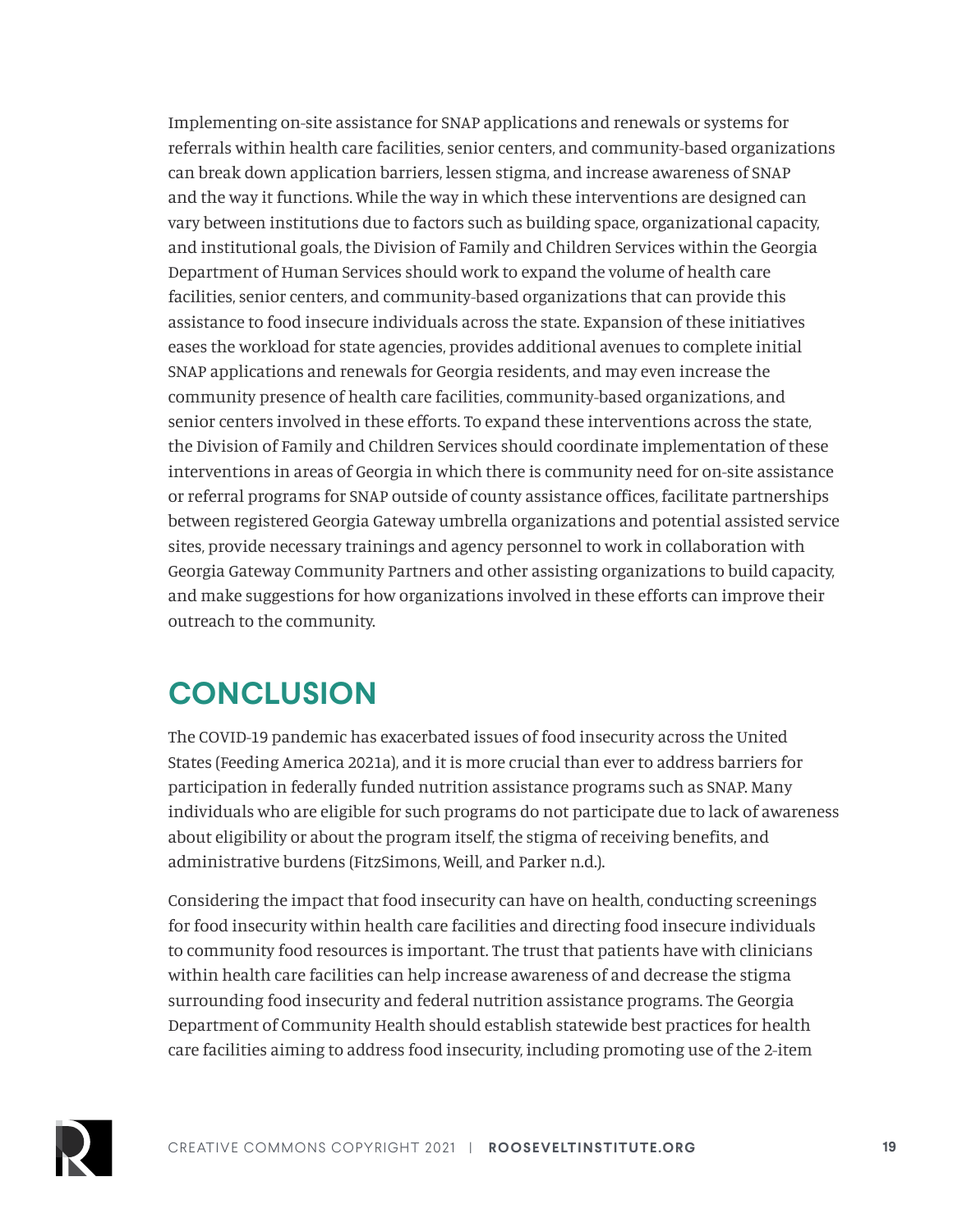Implementing on-site assistance for SNAP applications and renewals or systems for referrals within health care facilities, senior centers, and community-based organizations can break down application barriers, lessen stigma, and increase awareness of SNAP and the way it functions. While the way in which these interventions are designed can vary between institutions due to factors such as building space, organizational capacity, and institutional goals, the Division of Family and Children Services within the Georgia Department of Human Services should work to expand the volume of health care facilities, senior centers, and community-based organizations that can provide this assistance to food insecure individuals across the state. Expansion of these initiatives eases the workload for state agencies, provides additional avenues to complete initial SNAP applications and renewals for Georgia residents, and may even increase the community presence of health care facilities, community-based organizations, and senior centers involved in these efforts. To expand these interventions across the state, the Division of Family and Children Services should coordinate implementation of these interventions in areas of Georgia in which there is community need for on-site assistance or referral programs for SNAP outside of county assistance offices, facilitate partnerships between registered Georgia Gateway umbrella organizations and potential assisted service sites, provide necessary trainings and agency personnel to work in collaboration with Georgia Gateway Community Partners and other assisting organizations to build capacity, and make suggestions for how organizations involved in these efforts can improve their outreach to the community.

# CONCLUSION

The COVID-19 pandemic has exacerbated issues of food insecurity across the United States (Feeding America 2021a), and it is more crucial than ever to address barriers for participation in federally funded nutrition assistance programs such as SNAP. Many individuals who are eligible for such programs do not participate due to lack of awareness about eligibility or about the program itself, the stigma of receiving benefits, and administrative burdens (FitzSimons, Weill, and Parker n.d.).

Considering the impact that food insecurity can have on health, conducting screenings for food insecurity within health care facilities and directing food insecure individuals to community food resources is important. The trust that patients have with clinicians within health care facilities can help increase awareness of and decrease the stigma surrounding food insecurity and federal nutrition assistance programs. The Georgia Department of Community Health should establish statewide best practices for health care facilities aiming to address food insecurity, including promoting use of the 2-item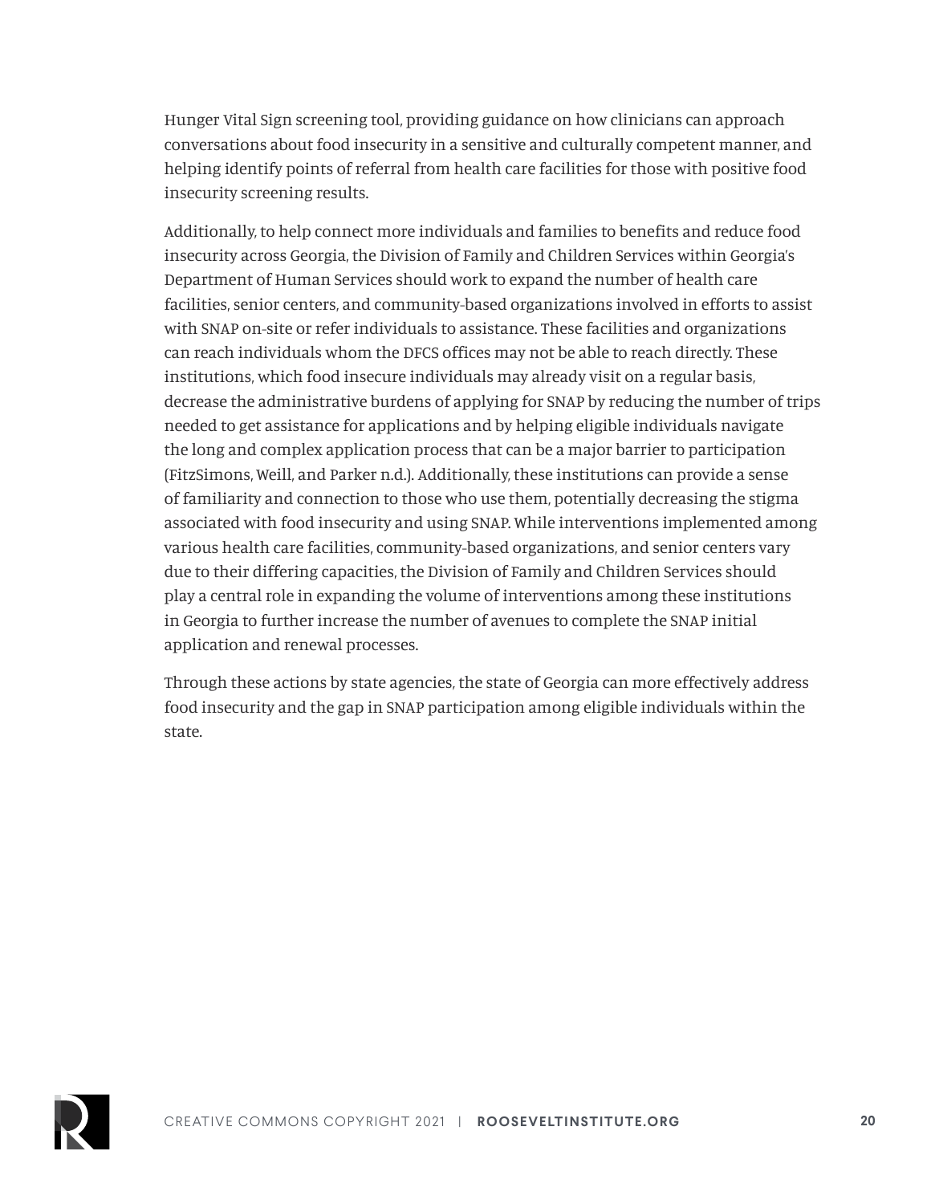Hunger Vital Sign screening tool, providing guidance on how clinicians can approach conversations about food insecurity in a sensitive and culturally competent manner, and helping identify points of referral from health care facilities for those with positive food insecurity screening results.

Additionally, to help connect more individuals and families to benefits and reduce food insecurity across Georgia, the Division of Family and Children Services within Georgia's Department of Human Services should work to expand the number of health care facilities, senior centers, and community-based organizations involved in efforts to assist with SNAP on-site or refer individuals to assistance. These facilities and organizations can reach individuals whom the DFCS offices may not be able to reach directly. These institutions, which food insecure individuals may already visit on a regular basis, decrease the administrative burdens of applying for SNAP by reducing the number of trips needed to get assistance for applications and by helping eligible individuals navigate the long and complex application process that can be a major barrier to participation (FitzSimons, Weill, and Parker n.d.). Additionally, these institutions can provide a sense of familiarity and connection to those who use them, potentially decreasing the stigma associated with food insecurity and using SNAP. While interventions implemented among various health care facilities, community-based organizations, and senior centers vary due to their differing capacities, the Division of Family and Children Services should play a central role in expanding the volume of interventions among these institutions in Georgia to further increase the number of avenues to complete the SNAP initial application and renewal processes.

Through these actions by state agencies, the state of Georgia can more effectively address food insecurity and the gap in SNAP participation among eligible individuals within the state.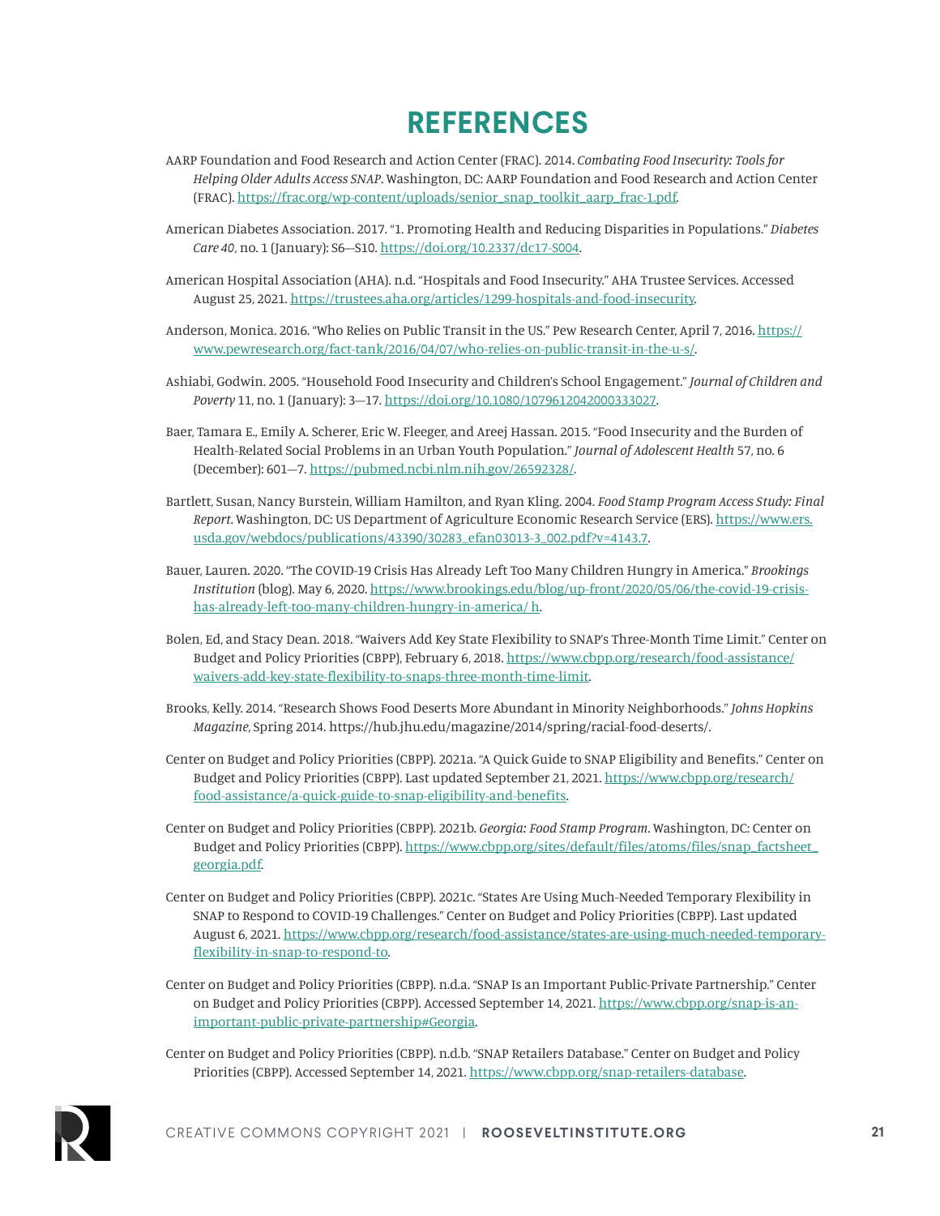# REFERENCES

AARP Foundation and Food Research and Action Center (FRAC). 2014. *Combating Food Insecurity: Tools for Helping Older Adults Access SNAP*. Washington, DC: AARP Foundation and Food Research and Action Center (FRAC). https://frac.org/wp-content/uploads/senior_snap_toolkit_aarp_frac-1.pdf.

American Diabetes Association. 2017. "1. Promoting Health and Reducing Disparities in Populations." *Diabetes Care 40*, no. 1 (January): S6—S10. https://doi.org/10.2337/dc17-S004.

American Hospital Association (AHA). n.d. "Hospitals and Food Insecurity." AHA Trustee Services. Accessed August 25, 2021. https://trustees.aha.org/articles/1299-hospitals-and-food-insecurity.

Anderson, Monica. 2016. "Who Relies on Public Transit in the US." Pew Research Center, April 7, 2016. https://www.pewresearch.org/fact-tank/2016/04/07/who-relies-on-public-transit-in-the-u-s/.

Ashiabi, Godwin. 2005. "Household Food Insecurity and Children's School Engagement." *Journal of Children and Poverty* 11, no. 1 (January): 3—17. https://doi.org/10.1080/1079612042000333027.

Baer, Tamara E., Emily A. Scherer, Eric W. Fleeger, and Areej Hassan. 2015. "Food Insecurity and the Burden of Health-Related Social Problems in an Urban Youth Population." *Journal of Adolescent Health* 57, no. 6 (December): 601—7. https://pubmed.ncbi.nlm.nih.gov/26592328/.

Bartlett, Susan, Nancy Burstein, William Hamilton, and Ryan Kling. 2004. *Food Stamp Program Access Study: Final Report*. Washington, DC: US Department of Agriculture Economic Research Service (ERS). https://www.ers.usda.gov/webdocs/publications/43390/30283_efan03013-3_002.pdf?v=4143.7.

Bauer, Lauren. 2020. "The COVID-19 Crisis Has Already Left Too Many Children Hungry in America." *Brookings Institution* (blog). May 6, 2020. https://www.brookings.edu/blog/up-front/2020/05/06/the-covid-19-crisis-has-already-left-too-many-children-hungry-in-america/ h.

Bolen, Ed, and Stacy Dean. 2018. "Waivers Add Key State Flexibility to SNAP's Three-Month Time Limit." Center on Budget and Policy Priorities (CBPP), February 6, 2018. https://www.cbpp.org/research/food-assistance/waivers-add-key-state-flexibility-to-snaps-three-month-time-limit.

Brooks, Kelly. 2014. "Research Shows Food Deserts More Abundant in Minority Neighborhoods." *Johns Hopkins Magazine*, Spring 2014. https://hub.jhu.edu/magazine/2014/spring/racial-food-deserts/.

Center on Budget and Policy Priorities (CBPP). 2021a. "A Quick Guide to SNAP Eligibility and Benefits." Center on Budget and Policy Priorities (CBPP). Last updated September 21, 2021. https://www.cbpp.org/research/food-assistance/a-quick-guide-to-snap-eligibility-and-benefits.

Center on Budget and Policy Priorities (CBPP). 2021b. *Georgia: Food Stamp Program*. Washington, DC: Center on Budget and Policy Priorities (CBPP). https://www.cbpp.org/sites/default/files/atoms/files/snap_factsheet_georgia.pdf.

Center on Budget and Policy Priorities (CBPP). 2021c. "States Are Using Much-Needed Temporary Flexibility in SNAP to Respond to COVID-19 Challenges." Center on Budget and Policy Priorities (CBPP). Last updated August 6, 2021. https://www.cbpp.org/research/food-assistance/states-are-using-much-needed-temporary-flexibility-in-snap-to-respond-to.

Center on Budget and Policy Priorities (CBPP). n.d.a. "SNAP Is an Important Public-Private Partnership." Center on Budget and Policy Priorities (CBPP). Accessed September 14, 2021. https://www.cbpp.org/snap-is-an-important-public-private-partnership#Georgia.

Center on Budget and Policy Priorities (CBPP). n.d.b. "SNAP Retailers Database." Center on Budget and Policy Priorities (CBPP). Accessed September 14, 2021. https://www.cbpp.org/snap-retailers-database.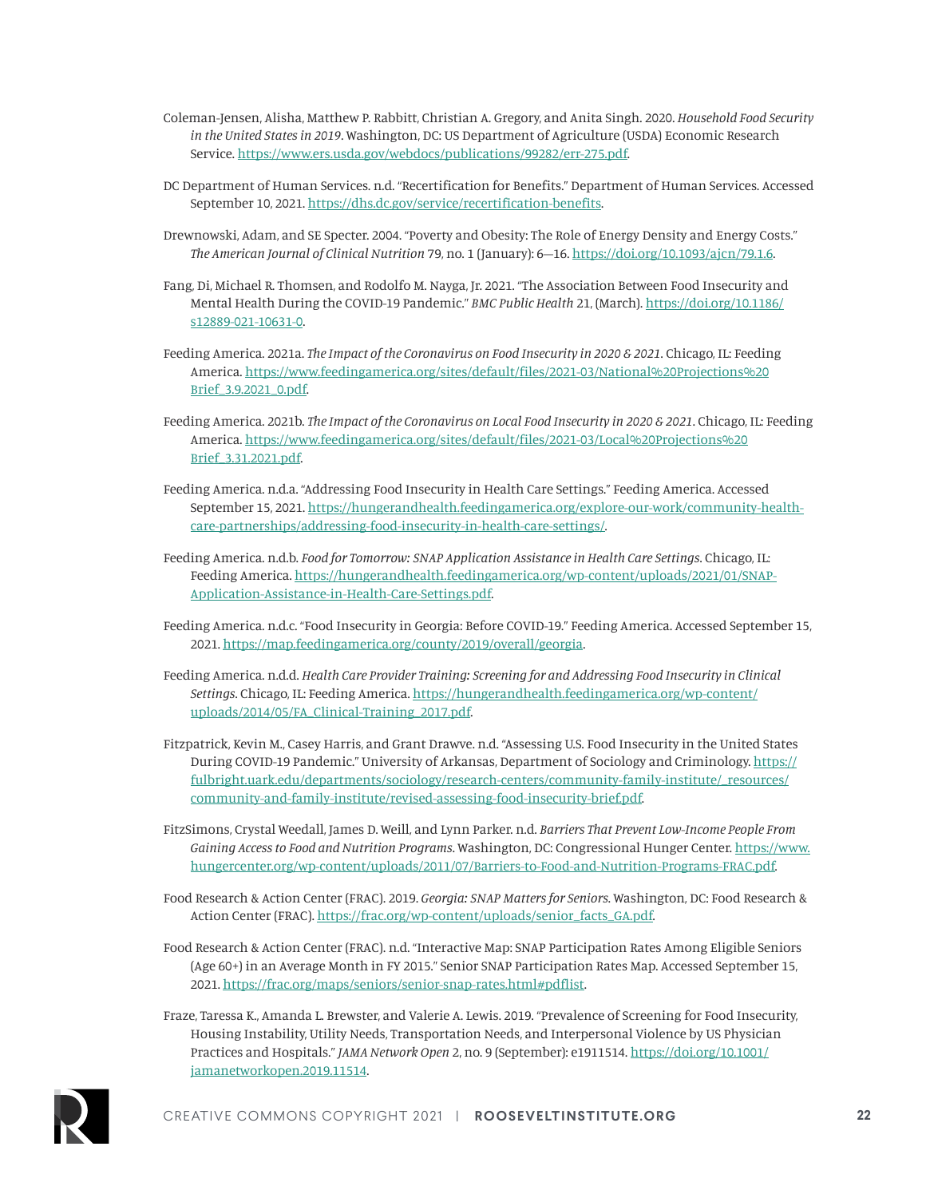Coleman-Jensen, Alisha, Matthew P. Rabbitt, Christian A. Gregory, and Anita Singh. 2020. *Household Food Security in the United States in 2019*. Washington, DC: US Department of Agriculture (USDA) Economic Research Service. https://www.ers.usda.gov/webdocs/publications/99282/err-275.pdf.

DC Department of Human Services. n.d. "Recertification for Benefits." Department of Human Services. Accessed September 10, 2021. https://dhs.dc.gov/service/recertification-benefits.

Drewnowski, Adam, and SE Specter. 2004. "Poverty and Obesity: The Role of Energy Density and Energy Costs." *The American Journal of Clinical Nutrition* 79, no. 1 (January): 6—16. https://doi.org/10.1093/ajcn/79.1.6.

Fang, Di, Michael R. Thomsen, and Rodolfo M. Nayga, Jr. 2021. "The Association Between Food Insecurity and Mental Health During the COVID-19 Pandemic." *BMC Public Health* 21, (March). https://doi.org/10.1186/s12889-021-10631-0.

Feeding America. 2021a. *The Impact of the Coronavirus on Food Insecurity in 2020 & 2021*. Chicago, IL: Feeding America. https://www.feedingamerica.org/sites/default/files/2021-03/National%20Projections%20Brief_3.9.2021_0.pdf.

Feeding America. 2021b. *The Impact of the Coronavirus on Local Food Insecurity in 2020 & 2021*. Chicago, IL: Feeding America. https://www.feedingamerica.org/sites/default/files/2021-03/Local%20Projections%20Brief_3.31.2021.pdf.

Feeding America. n.d.a. "Addressing Food Insecurity in Health Care Settings." Feeding America. Accessed September 15, 2021. https://hungerandhealth.feedingamerica.org/explore-our-work/community-health-care-partnerships/addressing-food-insecurity-in-health-care-settings/.

Feeding America. n.d.b. *Food for Tomorrow: SNAP Application Assistance in Health Care Settings*. Chicago, IL: Feeding America. https://hungerandhealth.feedingamerica.org/wp-content/uploads/2021/01/SNAP-Application-Assistance-in-Health-Care-Settings.pdf.

Feeding America. n.d.c. "Food Insecurity in Georgia: Before COVID-19." Feeding America. Accessed September 15, 2021. https://map.feedingamerica.org/county/2019/overall/georgia.

Feeding America. n.d.d. *Health Care Provider Training: Screening for and Addressing Food Insecurity in Clinical Settings*. Chicago, IL: Feeding America. https://hungerandhealth.feedingamerica.org/wp-content/uploads/2014/05/FA_Clinical-Training_2017.pdf.

Fitzpatrick, Kevin M., Casey Harris, and Grant Drawve. n.d. "Assessing U.S. Food Insecurity in the United States During COVID-19 Pandemic." University of Arkansas, Department of Sociology and Criminology. https://fulbright.uark.edu/departments/sociology/research-centers/community-family-institute/_resources/community-and-family-institute/revised-assessing-food-insecurity-brief.pdf.

FitzSimons, Crystal Weedall, James D. Weill, and Lynn Parker. n.d. *Barriers That Prevent Low-Income People From Gaining Access to Food and Nutrition Programs*. Washington, DC: Congressional Hunger Center. https://www.hungercenter.org/wp-content/uploads/2011/07/Barriers-to-Food-and-Nutrition-Programs-FRAC.pdf.

Food Research & Action Center (FRAC). 2019. *Georgia: SNAP Matters for Seniors*. Washington, DC: Food Research & Action Center (FRAC). https://frac.org/wp-content/uploads/senior_facts_GA.pdf.

Food Research & Action Center (FRAC). n.d. "Interactive Map: SNAP Participation Rates Among Eligible Seniors (Age 60+) in an Average Month in FY 2015." Senior SNAP Participation Rates Map. Accessed September 15, 2021. https://frac.org/maps/seniors/senior-snap-rates.html#pdflist.

Fraze, Taressa K., Amanda L. Brewster, and Valerie A. Lewis. 2019. "Prevalence of Screening for Food Insecurity, Housing Instability, Utility Needs, Transportation Needs, and Interpersonal Violence by US Physician Practices and Hospitals." *JAMA Network Open* 2, no. 9 (September): e1911514. https://doi.org/10.1001/jamanetworkopen.2019.11514.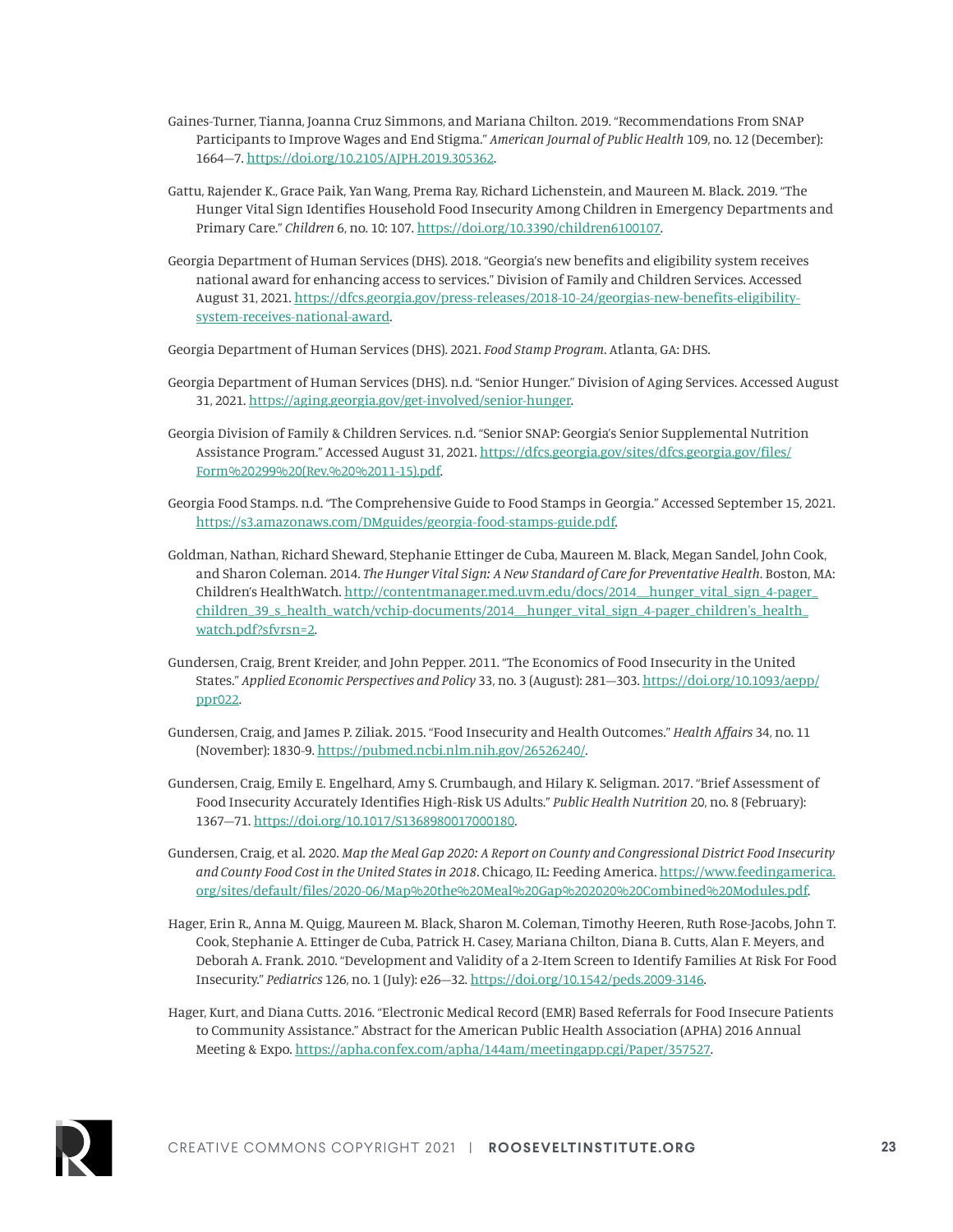Gaines-Turner, Tianna, Joanna Cruz Simmons, and Mariana Chilton. 2019. "Recommendations From SNAP Participants to Improve Wages and End Stigma." *American Journal of Public Health* 109, no. 12 (December): 1664—7. https://doi.org/10.2105/AJPH.2019.305362.

Gattu, Rajender K., Grace Paik, Yan Wang, Prema Ray, Richard Lichenstein, and Maureen M. Black. 2019. "The Hunger Vital Sign Identifies Household Food Insecurity Among Children in Emergency Departments and Primary Care." *Children* 6, no. 10: 107. https://doi.org/10.3390/children6100107.

Georgia Department of Human Services (DHS). 2018. "Georgia's new benefits and eligibility system receives national award for enhancing access to services." Division of Family and Children Services. Accessed August 31, 2021. https://dfcs.georgia.gov/press-releases/2018-10-24/georgias-new-benefits-eligibility-system-receives-national-award.

Georgia Department of Human Services (DHS). 2021. *Food Stamp Program*. Atlanta, GA: DHS.

Georgia Department of Human Services (DHS). n.d. "Senior Hunger." Division of Aging Services. Accessed August 31, 2021. https://aging.georgia.gov/get-involved/senior-hunger.

Georgia Division of Family & Children Services. n.d. "Senior SNAP: Georgia's Senior Supplemental Nutrition Assistance Program." Accessed August 31, 2021. https://dfcs.georgia.gov/sites/dfcs.georgia.gov/files/Form%20299%20(Rev.%20%2011-15).pdf.

Georgia Food Stamps. n.d. "The Comprehensive Guide to Food Stamps in Georgia." Accessed September 15, 2021. https://s3.amazonaws.com/DMguides/georgia-food-stamps-guide.pdf.

Goldman, Nathan, Richard Sheward, Stephanie Ettinger de Cuba, Maureen M. Black, Megan Sandel, John Cook, and Sharon Coleman. 2014. *The Hunger Vital Sign: A New Standard of Care for Preventative Health*. Boston, MA: Children's HealthWatch. http://contentmanager.med.uvm.edu/docs/2014__hunger_vital_sign_4-pager_children_39_s_health_watch/vchip-documents/2014__hunger_vital_sign_4-pager_children's_health_watch.pdf?sfvrsn=2.

Gundersen, Craig, Brent Kreider, and John Pepper. 2011. "The Economics of Food Insecurity in the United States." *Applied Economic Perspectives and Policy* 33, no. 3 (August): 281—303. https://doi.org/10.1093/aepp/ppr022.

Gundersen, Craig, and James P. Ziliak. 2015. "Food Insecurity and Health Outcomes." *Health Affairs* 34, no. 11 (November): 1830-9. https://pubmed.ncbi.nlm.nih.gov/26526240/.

Gundersen, Craig, Emily E. Engelhard, Amy S. Crumbaugh, and Hilary K. Seligman. 2017. "Brief Assessment of Food Insecurity Accurately Identifies High-Risk US Adults." *Public Health Nutrition* 20, no. 8 (February): 1367—71. https://doi.org/10.1017/S1368980017000180.

Gundersen, Craig, et al. 2020. *Map the Meal Gap 2020: A Report on County and Congressional District Food Insecurity and County Food Cost in the United States in 2018*. Chicago, IL: Feeding America. https://www.feedingamerica.org/sites/default/files/2020-06/Map%20the%20Meal%20Gap%202020%20Combined%20Modules.pdf.

Hager, Erin R., Anna M. Quigg, Maureen M. Black, Sharon M. Coleman, Timothy Heeren, Ruth Rose-Jacobs, John T. Cook, Stephanie A. Ettinger de Cuba, Patrick H. Casey, Mariana Chilton, Diana B. Cutts, Alan F. Meyers, and Deborah A. Frank. 2010. "Development and Validity of a 2-Item Screen to Identify Families At Risk For Food Insecurity." *Pediatrics* 126, no. 1 (July): e26—32. https://doi.org/10.1542/peds.2009-3146.

Hager, Kurt, and Diana Cutts. 2016. "Electronic Medical Record (EMR) Based Referrals for Food Insecure Patients to Community Assistance." Abstract for the American Public Health Association (APHA) 2016 Annual Meeting & Expo. https://apha.confex.com/apha/144am/meetingapp.cgi/Paper/357527.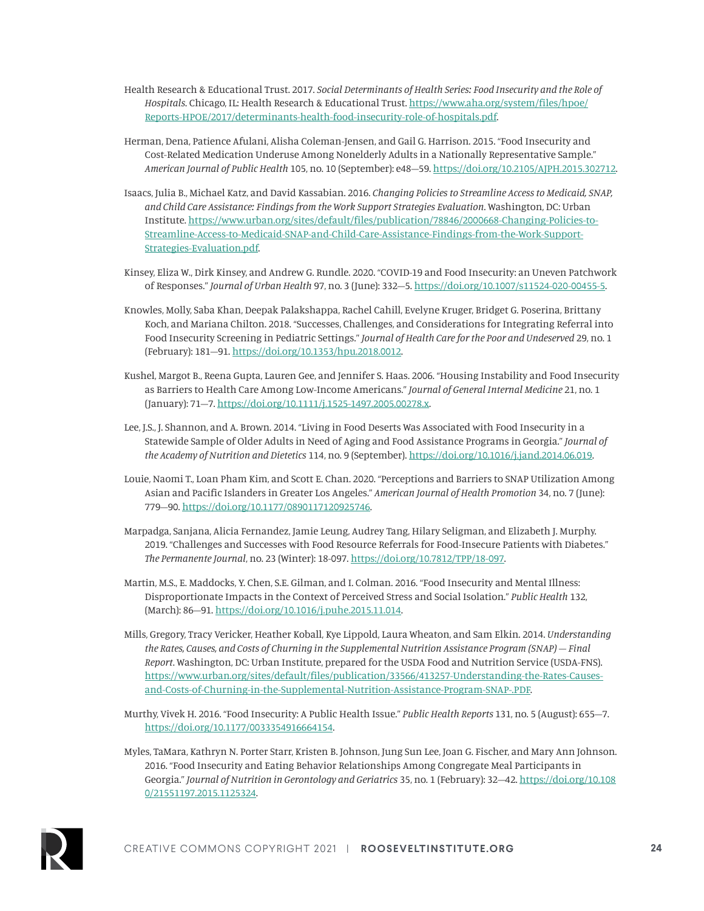Health Research & Educational Trust. 2017. *Social Determinants of Health Series: Food Insecurity and the Role of Hospitals*. Chicago, IL: Health Research & Educational Trust. https://www.aha.org/system/files/hpoe/Reports-HPOE/2017/determinants-health-food-insecurity-role-of-hospitals.pdf.

Herman, Dena, Patience Afulani, Alisha Coleman-Jensen, and Gail G. Harrison. 2015. "Food Insecurity and Cost-Related Medication Underuse Among Nonelderly Adults in a Nationally Representative Sample." *American Journal of Public Health* 105, no. 10 (September): e48—59. https://doi.org/10.2105/AJPH.2015.302712.

Isaacs, Julia B., Michael Katz, and David Kassabian. 2016. *Changing Policies to Streamline Access to Medicaid, SNAP, and Child Care Assistance: Findings from the Work Support Strategies Evaluation*. Washington, DC: Urban Institute. https://www.urban.org/sites/default/files/publication/78846/2000668-Changing-Policies-to-Streamline-Access-to-Medicaid-SNAP-and-Child-Care-Assistance-Findings-from-the-Work-Support-Strategies-Evaluation.pdf.

Kinsey, Eliza W., Dirk Kinsey, and Andrew G. Rundle. 2020. "COVID-19 and Food Insecurity: an Uneven Patchwork of Responses." *Journal of Urban Health* 97, no. 3 (June): 332—5. https://doi.org/10.1007/s11524-020-00455-5.

Knowles, Molly, Saba Khan, Deepak Palakshappa, Rachel Cahill, Evelyne Kruger, Bridget G. Poserina, Brittany Koch, and Mariana Chilton. 2018. "Successes, Challenges, and Considerations for Integrating Referral into Food Insecurity Screening in Pediatric Settings." *Journal of Health Care for the Poor and Undeserved* 29, no. 1 (February): 181—91. https://doi.org/10.1353/hpu.2018.0012.

Kushel, Margot B., Reena Gupta, Lauren Gee, and Jennifer S. Haas. 2006. "Housing Instability and Food Insecurity as Barriers to Health Care Among Low-Income Americans." *Journal of General Internal Medicine* 21, no. 1 (January): 71—7. https://doi.org/10.1111/j.1525-1497.2005.00278.x.

Lee, J.S., J. Shannon, and A. Brown. 2014. "Living in Food Deserts Was Associated with Food Insecurity in a Statewide Sample of Older Adults in Need of Aging and Food Assistance Programs in Georgia." *Journal of the Academy of Nutrition and Dietetics* 114, no. 9 (September). https://doi.org/10.1016/j.jand.2014.06.019.

Louie, Naomi T., Loan Pham Kim, and Scott E. Chan. 2020. "Perceptions and Barriers to SNAP Utilization Among Asian and Pacific Islanders in Greater Los Angeles." *American Journal of Health Promotion* 34, no. 7 (June): 779—90. https://doi.org/10.1177/0890117120925746.

Marpadga, Sanjana, Alicia Fernandez, Jamie Leung, Audrey Tang, Hilary Seligman, and Elizabeth J. Murphy. 2019. "Challenges and Successes with Food Resource Referrals for Food-Insecure Patients with Diabetes." *The Permanente Journal*, no. 23 (Winter): 18-097. https://doi.org/10.7812/TPP/18-097.

Martin, M.S., E. Maddocks, Y. Chen, S.E. Gilman, and I. Colman. 2016. "Food Insecurity and Mental Illness: Disproportionate Impacts in the Context of Perceived Stress and Social Isolation." *Public Health* 132, (March): 86—91. https://doi.org/10.1016/j.puhe.2015.11.014.

Mills, Gregory, Tracy Vericker, Heather Koball, Kye Lippold, Laura Wheaton, and Sam Elkin. 2014. *Understanding the Rates, Causes, and Costs of Churning in the Supplemental Nutrition Assistance Program (SNAP) — Final Report*. Washington, DC: Urban Institute, prepared for the USDA Food and Nutrition Service (USDA-FNS). https://www.urban.org/sites/default/files/publication/33566/413257-Understanding-the-Rates-Causes-and-Costs-of-Churning-in-the-Supplemental-Nutrition-Assistance-Program-SNAP-.PDF.

Murthy, Vivek H. 2016. "Food Insecurity: A Public Health Issue." *Public Health Reports* 131, no. 5 (August): 655—7. https://doi.org/10.1177/0033354916664154.

Myles, TaMara, Kathryn N. Porter Starr, Kristen B. Johnson, Jung Sun Lee, Joan G. Fischer, and Mary Ann Johnson. 2016. "Food Insecurity and Eating Behavior Relationships Among Congregate Meal Participants in Georgia." *Journal of Nutrition in Gerontology and Geriatrics* 35, no. 1 (February): 32—42. https://doi.org/10.1080/21551197.2015.1125324.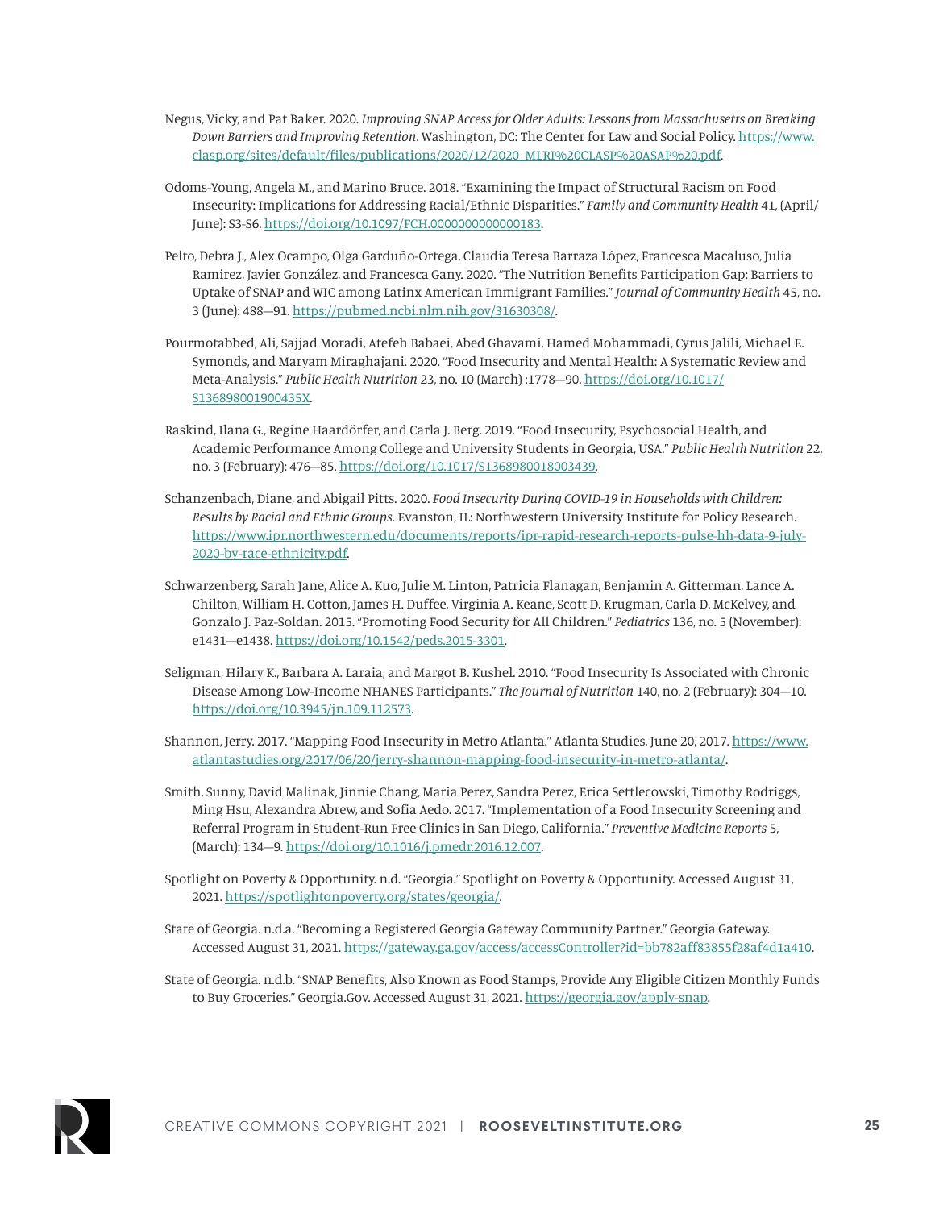Negus, Vicky, and Pat Baker. 2020. *Improving SNAP Access for Older Adults: Lessons from Massachusetts on Breaking Down Barriers and Improving Retention*. Washington, DC: The Center for Law and Social Policy. https://www.clasp.org/sites/default/files/publications/2020/12/2020_MLRI%20CLASP%20ASAP%20.pdf.

Odoms-Young, Angela M., and Marino Bruce. 2018. "Examining the Impact of Structural Racism on Food Insecurity: Implications for Addressing Racial/Ethnic Disparities." *Family and Community Health* 41, (April/June): S3-S6. https://doi.org/10.1097/FCH.0000000000000183.

Pelto, Debra J., Alex Ocampo, Olga Garduño-Ortega, Claudia Teresa Barraza López, Francesca Macaluso, Julia Ramirez, Javier González, and Francesca Gany. 2020. "The Nutrition Benefits Participation Gap: Barriers to Uptake of SNAP and WIC among Latinx American Immigrant Families." *Journal of Community Health* 45, no. 3 (June): 488—91. https://pubmed.ncbi.nlm.nih.gov/31630308/.

Pourmotabbed, Ali, Sajjad Moradi, Atefeh Babaei, Abed Ghavami, Hamed Mohammadi, Cyrus Jalili, Michael E. Symonds, and Maryam Miraghajani. 2020. "Food Insecurity and Mental Health: A Systematic Review and Meta-Analysis." *Public Health Nutrition* 23, no. 10 (March) :1778—90. https://doi.org/10.1017/S136898001900435X.

Raskind, Ilana G., Regine Haardörfer, and Carla J. Berg. 2019. "Food Insecurity, Psychosocial Health, and Academic Performance Among College and University Students in Georgia, USA." *Public Health Nutrition* 22, no. 3 (February): 476—85. https://doi.org/10.1017/S1368980018003439.

Schanzenbach, Diane, and Abigail Pitts. 2020. *Food Insecurity During COVID-19 in Households with Children: Results by Racial and Ethnic Groups*. Evanston, IL: Northwestern University Institute for Policy Research. https://www.ipr.northwestern.edu/documents/reports/ipr-rapid-research-reports-pulse-hh-data-9-july-2020-by-race-ethnicity.pdf.

Schwarzenberg, Sarah Jane, Alice A. Kuo, Julie M. Linton, Patricia Flanagan, Benjamin A. Gitterman, Lance A. Chilton, William H. Cotton, James H. Duffee, Virginia A. Keane, Scott D. Krugman, Carla D. McKelvey, and Gonzalo J. Paz-Soldan. 2015. "Promoting Food Security for All Children." *Pediatrics* 136, no. 5 (November): e1431—e1438. https://doi.org/10.1542/peds.2015-3301.

Seligman, Hilary K., Barbara A. Laraia, and Margot B. Kushel. 2010. "Food Insecurity Is Associated with Chronic Disease Among Low-Income NHANES Participants." *The Journal of Nutrition* 140, no. 2 (February): 304—10. https://doi.org/10.3945/jn.109.112573.

Shannon, Jerry. 2017. "Mapping Food Insecurity in Metro Atlanta." Atlanta Studies, June 20, 2017. https://www.atlantastudies.org/2017/06/20/jerry-shannon-mapping-food-insecurity-in-metro-atlanta/.

Smith, Sunny, David Malinak, Jinnie Chang, Maria Perez, Sandra Perez, Erica Settlecowski, Timothy Rodriggs, Ming Hsu, Alexandra Abrew, and Sofia Aedo. 2017. "Implementation of a Food Insecurity Screening and Referral Program in Student-Run Free Clinics in San Diego, California." *Preventive Medicine Reports* 5, (March): 134—9. https://doi.org/10.1016/j.pmedr.2016.12.007.

Spotlight on Poverty & Opportunity. n.d. "Georgia." Spotlight on Poverty & Opportunity. Accessed August 31, 2021. https://spotlightonpoverty.org/states/georgia/.

State of Georgia. n.d.a. "Becoming a Registered Georgia Gateway Community Partner." Georgia Gateway. Accessed August 31, 2021. https://gateway.ga.gov/access/accessController?id=bb782aff83855f28af4d1a410.

State of Georgia. n.d.b. "SNAP Benefits, Also Known as Food Stamps, Provide Any Eligible Citizen Monthly Funds to Buy Groceries." Georgia.Gov. Accessed August 31, 2021. https://georgia.gov/apply-snap.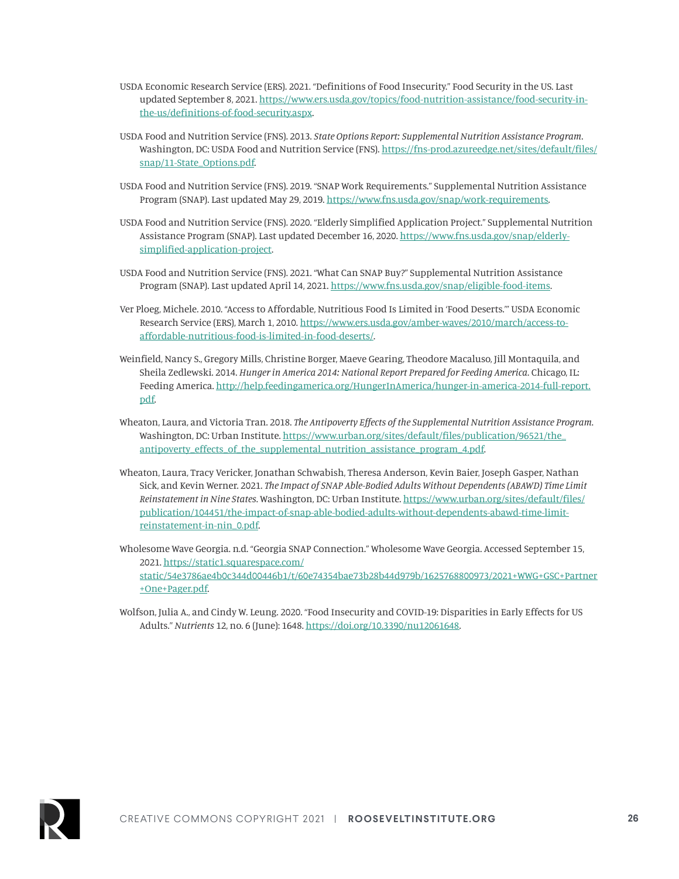USDA Economic Research Service (ERS). 2021. "Definitions of Food Insecurity." Food Security in the US. Last updated September 8, 2021. https://www.ers.usda.gov/topics/food-nutrition-assistance/food-security-in-the-us/definitions-of-food-security.aspx.

USDA Food and Nutrition Service (FNS). 2013. *State Options Report: Supplemental Nutrition Assistance Program*. Washington, DC: USDA Food and Nutrition Service (FNS). https://fns-prod.azureedge.net/sites/default/files/snap/11-State_Options.pdf.

USDA Food and Nutrition Service (FNS). 2019. "SNAP Work Requirements." Supplemental Nutrition Assistance Program (SNAP). Last updated May 29, 2019. https://www.fns.usda.gov/snap/work-requirements.

USDA Food and Nutrition Service (FNS). 2020. "Elderly Simplified Application Project." Supplemental Nutrition Assistance Program (SNAP). Last updated December 16, 2020. https://www.fns.usda.gov/snap/elderly-simplified-application-project.

USDA Food and Nutrition Service (FNS). 2021. "What Can SNAP Buy?" Supplemental Nutrition Assistance Program (SNAP). Last updated April 14, 2021. https://www.fns.usda.gov/snap/eligible-food-items.

Ver Ploeg, Michele. 2010. "Access to Affordable, Nutritious Food Is Limited in 'Food Deserts.'" USDA Economic Research Service (ERS), March 1, 2010. https://www.ers.usda.gov/amber-waves/2010/march/access-to-affordable-nutritious-food-is-limited-in-food-deserts/.

Weinfield, Nancy S., Gregory Mills, Christine Borger, Maeve Gearing, Theodore Macaluso, Jill Montaquila, and Sheila Zedlewski. 2014. *Hunger in America 2014: National Report Prepared for Feeding America*. Chicago, IL: Feeding America. http://help.feedingamerica.org/HungerInAmerica/hunger-in-america-2014-full-report.pdf.

Wheaton, Laura, and Victoria Tran. 2018. *The Antipoverty Effects of the Supplemental Nutrition Assistance Program*. Washington, DC: Urban Institute. https://www.urban.org/sites/default/files/publication/96521/the_antipoverty_effects_of_the_supplemental_nutrition_assistance_program_4.pdf.

Wheaton, Laura, Tracy Vericker, Jonathan Schwabish, Theresa Anderson, Kevin Baier, Joseph Gasper, Nathan Sick, and Kevin Werner. 2021. *The Impact of SNAP Able-Bodied Adults Without Dependents (ABAWD) Time Limit Reinstatement in Nine States*. Washington, DC: Urban Institute. https://www.urban.org/sites/default/files/publication/104451/the-impact-of-snap-able-bodied-adults-without-dependents-abawd-time-limit-reinstatement-in-nin_0.pdf.

Wholesome Wave Georgia. n.d. "Georgia SNAP Connection." Wholesome Wave Georgia. Accessed September 15, 2021. https://static1.squarespace.com/static/54e3786ae4b0c344d00446b1/t/60e74354bae73b28b44d979b/1625768800973/2021+WWG+GSC+Partner+One+Pager.pdf.

Wolfson, Julia A., and Cindy W. Leung. 2020. "Food Insecurity and COVID-19: Disparities in Early Effects for US Adults." *Nutrients* 12, no. 6 (June): 1648. https://doi.org/10.3390/nu12061648.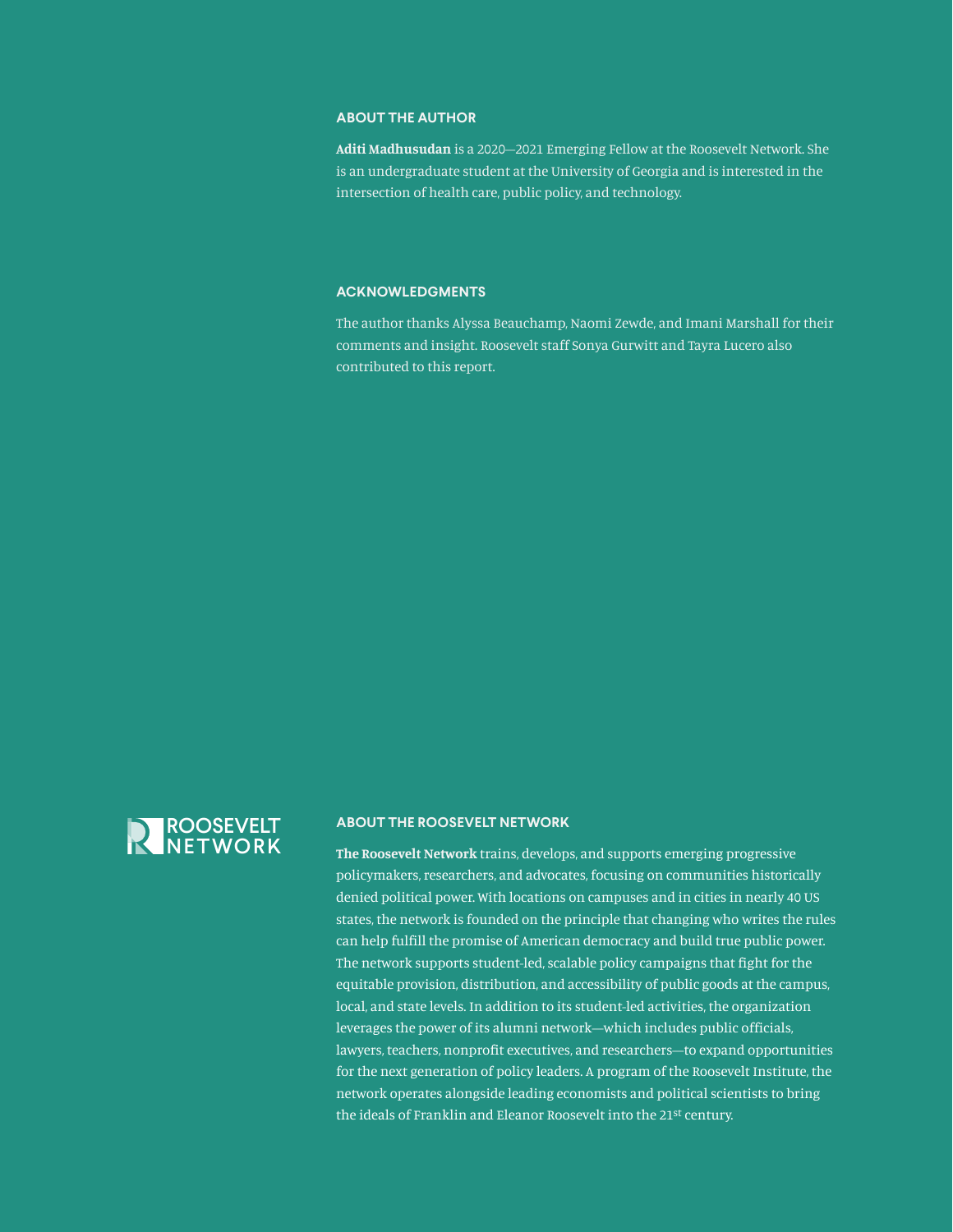## ABOUT THE AUTHOR

**Aditi Madhusudan** is a 2020—2021 Emerging Fellow at the Roosevelt Network. She is an undergraduate student at the University of Georgia and is interested in the intersection of health care, public policy, and technology.

## ACKNOWLEDGMENTS

The author thanks Alyssa Beauchamp, Naomi Zewde, and Imani Marshall for their comments and insight. Roosevelt staff Sonya Gurwitt and Tayra Lucero also contributed to this report.

ROOSEVELT NETWORK

## ABOUT THE ROOSEVELT NETWORK

**The Roosevelt Network** trains, develops, and supports emerging progressive policymakers, researchers, and advocates, focusing on communities historically denied political power. With locations on campuses and in cities in nearly 40 US states, the network is founded on the principle that changing who writes the rules can help fulfill the promise of American democracy and build true public power. The network supports student-led, scalable policy campaigns that fight for the equitable provision, distribution, and accessibility of public goods at the campus, local, and state levels. In addition to its student-led activities, the organization leverages the power of its alumni network—which includes public officials, lawyers, teachers, nonprofit executives, and researchers—to expand opportunities for the next generation of policy leaders. A program of the Roosevelt Institute, the network operates alongside leading economists and political scientists to bring the ideals of Franklin and Eleanor Roosevelt into the 21st century.